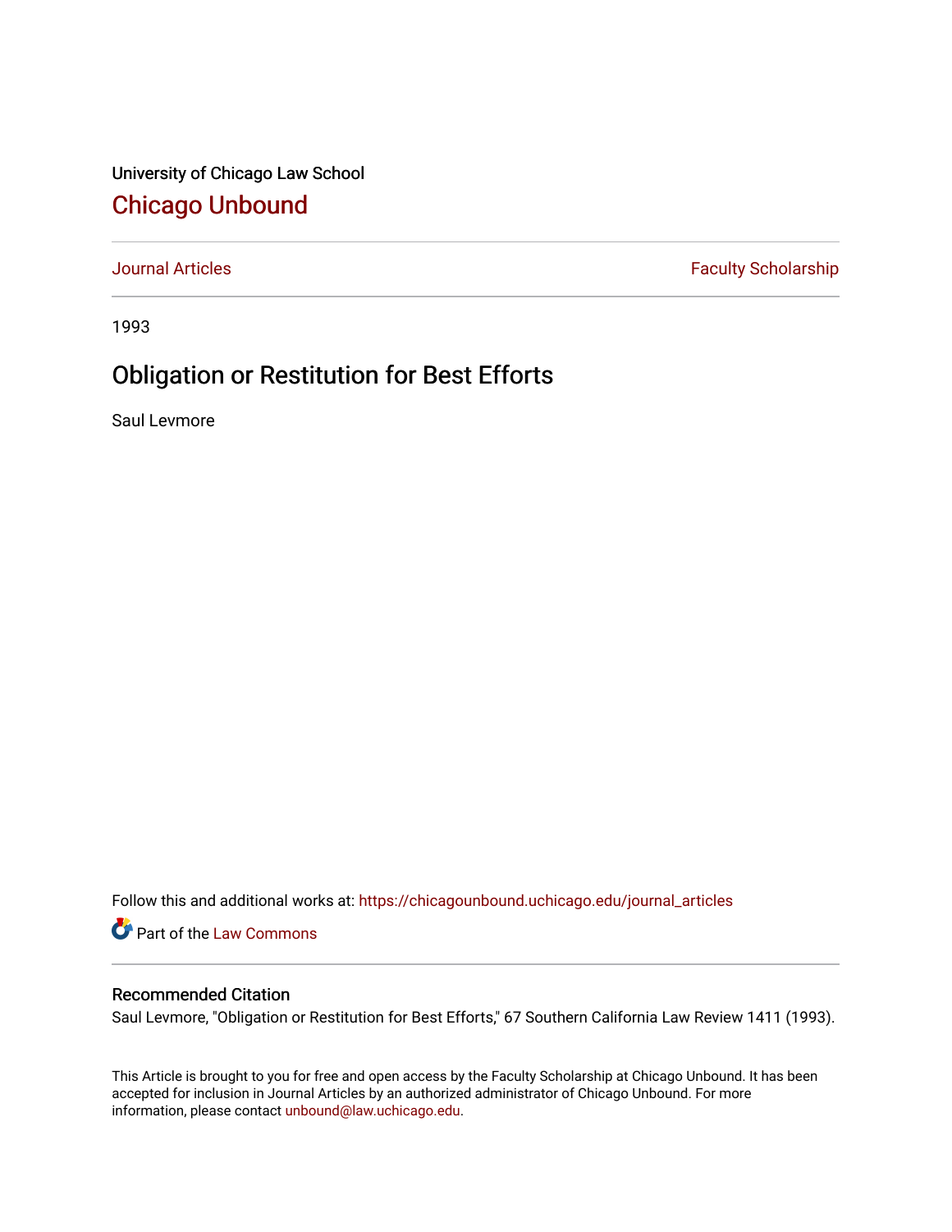University of Chicago Law School

## Chicago Unbound

Journal Articles | Faculty Scholarship

1993

# Obligation or Restitution for Best Efforts

Saul Levmore

Follow this and additional works at: https://chicagounbound.uchicago.edu/journal_articles

Part of the Law Commons

### Recommended Citation

Saul Levmore, "Obligation or Restitution for Best Efforts," 67 Southern California Law Review 1411 (1993).

This Article is brought to you for free and open access by the Faculty Scholarship at Chicago Unbound. It has been accepted for inclusion in Journal Articles by an authorized administrator of Chicago Unbound. For more information, please contact unbound@law.uchicago.edu.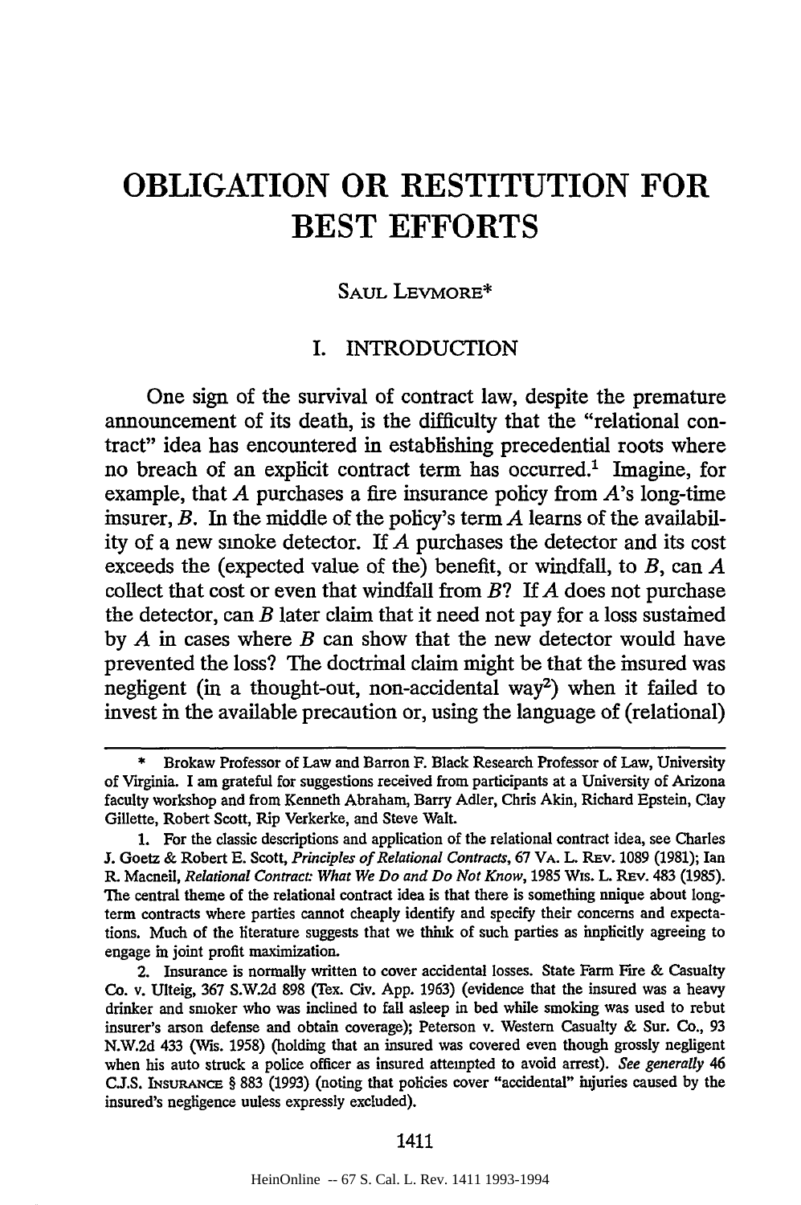# OBLIGATION OR RESTITUTION FOR BEST EFFORTS

SAUL LEVMORE*

## I. INTRODUCTION

One sign of the survival of contract law, despite the premature announcement of its death, is the difficulty that the "relational contract" idea has encountered in establishing precedential roots where no breach of an explicit contract term has occurred.[1] Imagine, for example, that *A* purchases a fire insurance policy from *A*'s long-time insurer, *B*. In the middle of the policy's term *A* learns of the availability of a new smoke detector. If *A* purchases the detector and its cost exceeds the (expected value of the) benefit, or windfall, to *B*, can *A* collect that cost or even that windfall from *B*? If *A* does not purchase the detector, can *B* later claim that it need not pay for a loss sustained by *A* in cases where *B* can show that the new detector would have prevented the loss? The doctrinal claim might be that the insured was negligent (in a thought-out, non-accidental way[2]) when it failed to invest in the available precaution or, using the language of (relational)

---

\* Brokaw Professor of Law and Barron F. Black Research Professor of Law, University of Virginia. I am grateful for suggestions received from participants at a University of Arizona faculty workshop and from Kenneth Abraham, Barry Adler, Chris Akin, Richard Epstein, Clay Gillette, Robert Scott, Rip Verkerke, and Steve Walt.

1. For the classic descriptions and application of the relational contract idea, see Charles J. Goetz & Robert E. Scott, *Principles of Relational Contracts*, 67 VA. L. REV. 1089 (1981); Ian R. Macneil, *Relational Contract: What We Do and Do Not Know*, 1985 WIS. L. REV. 483 (1985). The central theme of the relational contract idea is that there is something unique about long-term contracts where parties cannot cheaply identify and specify their concerns and expectations. Much of the literature suggests that we think of such parties as implicitly agreeing to engage in joint profit maximization.

2. Insurance is normally written to cover accidental losses. State Farm Fire & Casualty Co. v. Ulteig, 367 S.W.2d 898 (Tex. Civ. App. 1963) (evidence that the insured was a heavy drinker and smoker who was inclined to fall asleep in bed while smoking was used to rebut insurer's arson defense and obtain coverage); Peterson v. Western Casualty & Sur. Co., 93 N.W.2d 433 (Wis. 1958) (holding that an insured was covered even though grossly negligent when his auto struck a police officer as insured attempted to avoid arrest). *See generally* 46 C.J.S. INSURANCE § 883 (1993) (noting that policies cover "accidental" injuries caused by the insured's negligence unless expressly excluded).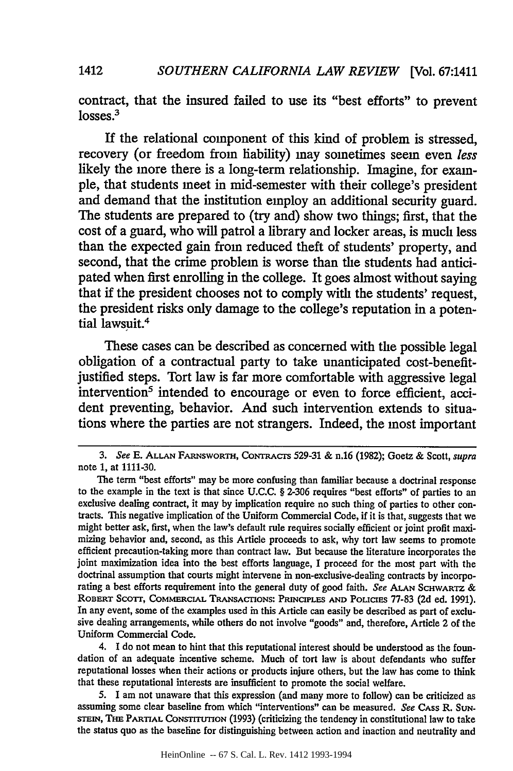contract, that the insured failed to use its "best efforts" to prevent losses.[3]

If the relational component of this kind of problem is stressed, recovery (or freedom from liability) may sometimes seem even *less* likely the more there is a long-term relationship. Imagine, for example, that students meet in mid-semester with their college's president and demand that the institution employ an additional security guard. The students are prepared to (try and) show two things; first, that the cost of a guard, who will patrol a library and locker areas, is much less than the expected gain from reduced theft of students' property, and second, that the crime problem is worse than the students had anticipated when first enrolling in the college. It goes almost without saying that if the president chooses not to comply with the students' request, the president risks only damage to the college's reputation in a potential lawsuit.[4]

These cases can be described as concerned with the possible legal obligation of a contractual party to take unanticipated cost-benefit-justified steps. Tort law is far more comfortable with aggressive legal intervention[5] intended to encourage or even to force efficient, accident preventing, behavior. And such intervention extends to situations where the parties are not strangers. Indeed, the most important

---

3. *See* E. ALLAN FARNSWORTH, CONTRACTS 529-31 & n.16 (1982); Goetz & Scott, *supra* note 1, at 1111-30.

The term "best efforts" may be more confusing than familiar because a doctrinal response to the example in the text is that since U.C.C. § 2-306 requires "best efforts" of parties to an exclusive dealing contract, it may by implication require no such thing of parties to other contracts. This negative implication of the Uniform Commercial Code, if it is that, suggests that we might better ask, first, when the law's default rule requires socially efficient or joint profit maximizing behavior and, second, as this Article proceeds to ask, why tort law seems to promote efficient precaution-taking more than contract law. But because the literature incorporates the joint maximization idea into the best efforts language, I proceed for the most part with the doctrinal assumption that courts might intervene in non-exclusive-dealing contracts by incorporating a best efforts requirement into the general duty of good faith. *See* ALAN SCHWARTZ & ROBERT SCOTT, COMMERCIAL TRANSACTIONS: PRINCIPLES AND POLICIES 77-83 (2d ed. 1991). In any event, some of the examples used in this Article can easily be described as part of exclusive dealing arrangements, while others do not involve "goods" and, therefore, Article 2 of the Uniform Commercial Code.

4. I do not mean to hint that this reputational interest should be understood as the foundation of an adequate incentive scheme. Much of tort law is about defendants who suffer reputational losses when their actions or products injure others, but the law has come to think that these reputational interests are insufficient to promote the social welfare.

5. I am not unaware that this expression (and many more to follow) can be criticized as assuming some clear baseline from which "interventions" can be measured. *See* CASS R. SUNSTEIN, THE PARTIAL CONSTITUTION (1993) (criticizing the tendency in constitutional law to take the status quo as the baseline for distinguishing between action and inaction and neutrality and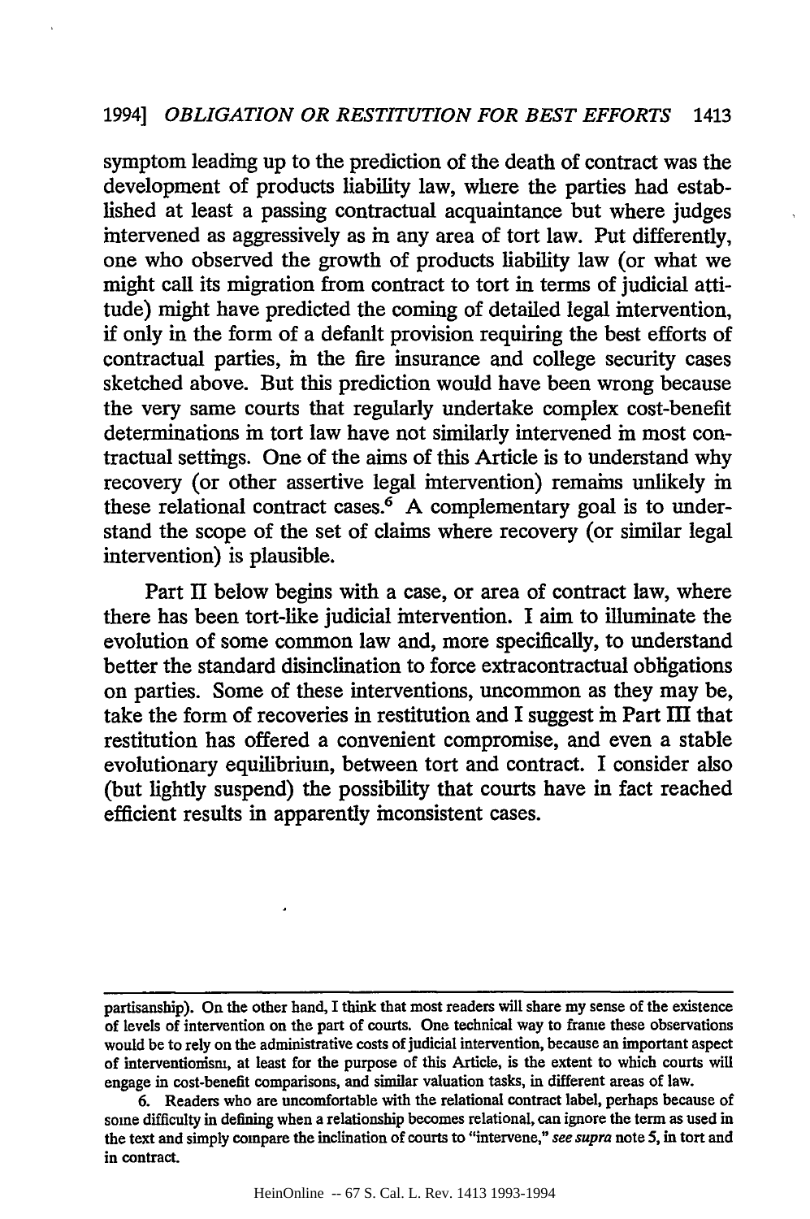symptom leading up to the prediction of the death of contract was the development of products liability law, where the parties had established at least a passing contractual acquaintance but where judges intervened as aggressively as in any area of tort law. Put differently, one who observed the growth of products liability law (or what we might call its migration from contract to tort in terms of judicial attitude) might have predicted the coming of detailed legal intervention, if only in the form of a default provision requiring the best efforts of contractual parties, in the fire insurance and college security cases sketched above. But this prediction would have been wrong because the very same courts that regularly undertake complex cost-benefit determinations in tort law have not similarly intervened in most contractual settings. One of the aims of this Article is to understand why recovery (or other assertive legal intervention) remains unlikely in these relational contract cases.[6] A complementary goal is to understand the scope of the set of claims where recovery (or similar legal intervention) is plausible.

Part II below begins with a case, or area of contract law, where there has been tort-like judicial intervention. I aim to illuminate the evolution of some common law and, more specifically, to understand better the standard disinclination to force extracontractual obligations on parties. Some of these interventions, uncommon as they may be, take the form of recoveries in restitution and I suggest in Part III that restitution has offered a convenient compromise, and even a stable evolutionary equilibrium, between tort and contract. I consider also (but lightly suspend) the possibility that courts have in fact reached efficient results in apparently inconsistent cases.

---

partisanship). On the other hand, I think that most readers will share my sense of the existence of levels of intervention on the part of courts. One technical way to frame these observations would be to rely on the administrative costs of judicial intervention, because an important aspect of interventionism, at least for the purpose of this Article, is the extent to which courts will engage in cost-benefit comparisons, and similar valuation tasks, in different areas of law.

6. Readers who are uncomfortable with the relational contract label, perhaps because of some difficulty in defining when a relationship becomes relational, can ignore the term as used in the text and simply compare the inclination of courts to "intervene," *see supra* note 5, in tort and in contract.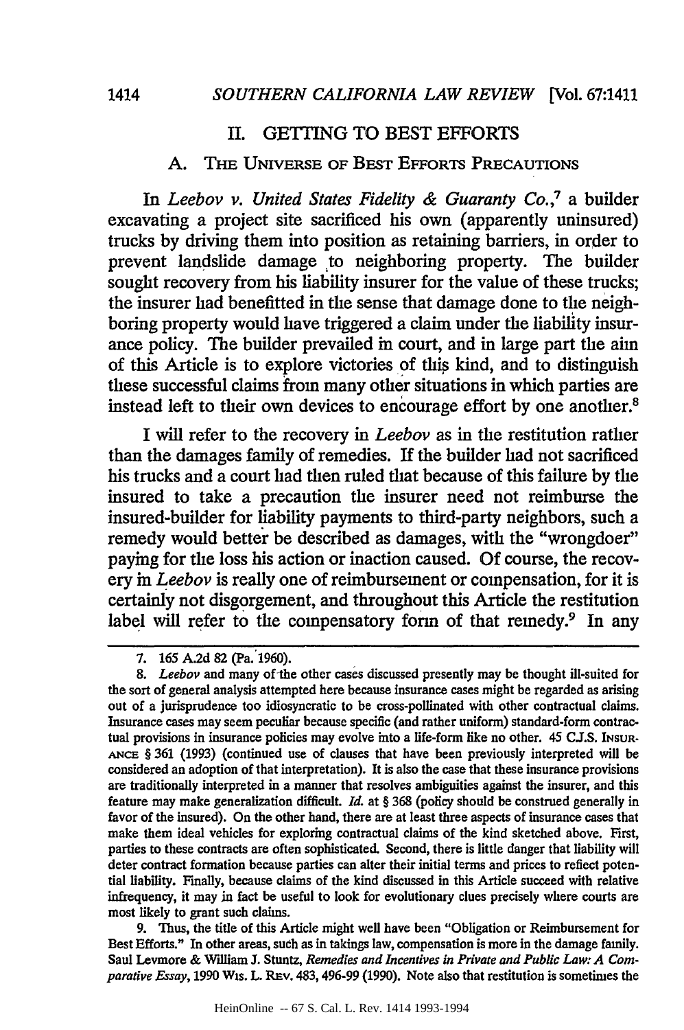## II. GETTING TO BEST EFFORTS

### A. The Universe of Best Efforts Precautions

In *Leebov v. United States Fidelity & Guaranty Co.*,[7] a builder excavating a project site sacrificed his own (apparently uninsured) trucks by driving them into position as retaining barriers, in order to prevent landslide damage to neighboring property. The builder sought recovery from his liability insurer for the value of these trucks; the insurer had benefitted in the sense that damage done to the neighboring property would have triggered a claim under the liability insurance policy. The builder prevailed in court, and in large part the aim of this Article is to explore victories of this kind, and to distinguish these successful claims from many other situations in which parties are instead left to their own devices to encourage effort by one another.[8]

I will refer to the recovery in *Leebov* as in the restitution rather than the damages family of remedies. If the builder had not sacrificed his trucks and a court had then ruled that because of this failure by the insured to take a precaution the insurer need not reimburse the insured-builder for liability payments to third-party neighbors, such a remedy would better be described as damages, with the "wrongdoer" paying for the loss his action or inaction caused. Of course, the recovery in *Leebov* is really one of reimbursement or compensation, for it is certainly not disgorgement, and throughout this Article the restitution label will refer to the compensatory form of that remedy.[9] In any

---

7. 165 A.2d 82 (Pa. 1960).

8. *Leebov* and many of the other cases discussed presently may be thought ill-suited for the sort of general analysis attempted here because insurance cases might be regarded as arising out of a jurisprudence too idiosyncratic to be cross-pollinated with other contractual claims. Insurance cases may seem peculiar because specific (and rather uniform) standard-form contractual provisions in insurance policies may evolve into a life-form like no other. 45 C.J.S. Insurance § 361 (1993) (continued use of clauses that have been previously interpreted will be considered an adoption of that interpretation). It is also the case that these insurance provisions are traditionally interpreted in a manner that resolves ambiguities against the insurer, and this feature may make generalization difficult. *Id.* at § 368 (policy should be construed generally in favor of the insured). On the other hand, there are at least three aspects of insurance cases that make them ideal vehicles for exploring contractual claims of the kind sketched above. First, parties to these contracts are often sophisticated. Second, there is little danger that liability will deter contract formation because parties can alter their initial terms and prices to reflect potential liability. Finally, because claims of the kind discussed in this Article succeed with relative infrequency, it may in fact be useful to look for evolutionary clues precisely where courts are most likely to grant such claims.

9. Thus, the title of this Article might well have been "Obligation or Reimbursement for Best Efforts." In other areas, such as in takings law, compensation is more in the damage family. Saul Levmore & William J. Stuntz, *Remedies and Incentives in Private and Public Law: A Comparative Essay*, 1990 Wis. L. Rev. 483, 496-99 (1990). Note also that restitution is sometimes the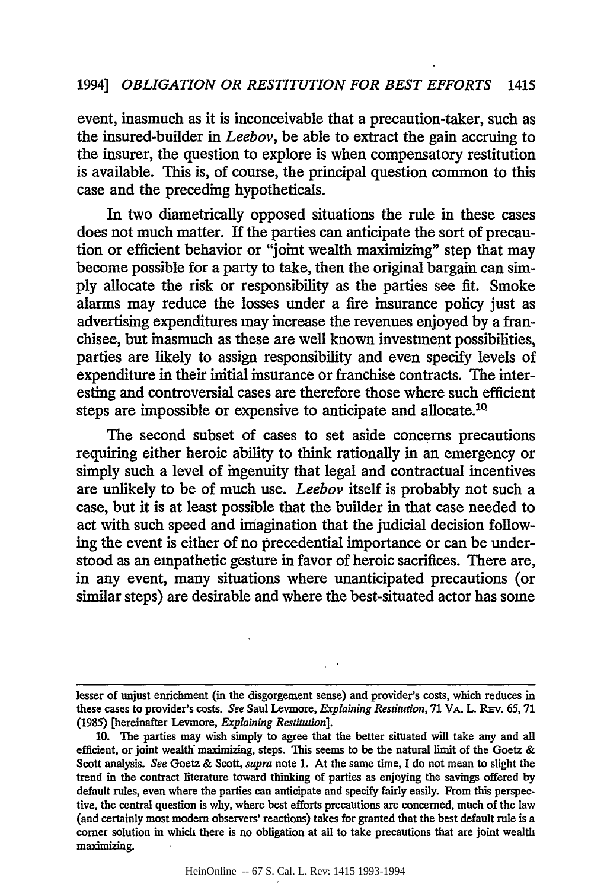event, inasmuch as it is inconceivable that a precaution-taker, such as the insured-builder in *Leebov*, be able to extract the gain accruing to the insurer, the question to explore is when compensatory restitution is available. This is, of course, the principal question common to this case and the preceding hypotheticals.

In two diametrically opposed situations the rule in these cases does not much matter. If the parties can anticipate the sort of precaution or efficient behavior or "joint wealth maximizing" step that may become possible for a party to take, then the original bargain can simply allocate the risk or responsibility as the parties see fit. Smoke alarms may reduce the losses under a fire insurance policy just as advertising expenditures may increase the revenues enjoyed by a franchisee, but inasmuch as these are well known investment possibilities, parties are likely to assign responsibility and even specify levels of expenditure in their initial insurance or franchise contracts. The interesting and controversial cases are therefore those where such efficient steps are impossible or expensive to anticipate and allocate.[10]

The second subset of cases to set aside concerns precautions requiring either heroic ability to think rationally in an emergency or simply such a level of ingenuity that legal and contractual incentives are unlikely to be of much use. *Leebov* itself is probably not such a case, but it is at least possible that the builder in that case needed to act with such speed and imagination that the judicial decision following the event is either of no precedential importance or can be understood as an empathetic gesture in favor of heroic sacrifices. There are, in any event, many situations where unanticipated precautions (or similar steps) are desirable and where the best-situated actor has some

---

lesser of unjust enrichment (in the disgorgement sense) and provider's costs, which reduces in these cases to provider's costs. *See* Saul Levmore, *Explaining Restitution*, 71 VA. L. REV. 65, 71 (1985) [hereinafter Levmore, *Explaining Restitution*].

10. The parties may wish simply to agree that the better situated will take any and all efficient, or joint wealth maximizing, steps. This seems to be the natural limit of the Goetz & Scott analysis. *See* Goetz & Scott, *supra* note 1. At the same time, I do not mean to slight the trend in the contract literature toward thinking of parties as enjoying the savings offered by default rules, even where the parties can anticipate and specify fairly easily. From this perspective, the central question is why, where best efforts precautions are concerned, much of the law (and certainly most modern observers' reactions) takes for granted that the best default rule is a corner solution in which there is no obligation at all to take precautions that are joint wealth maximizing.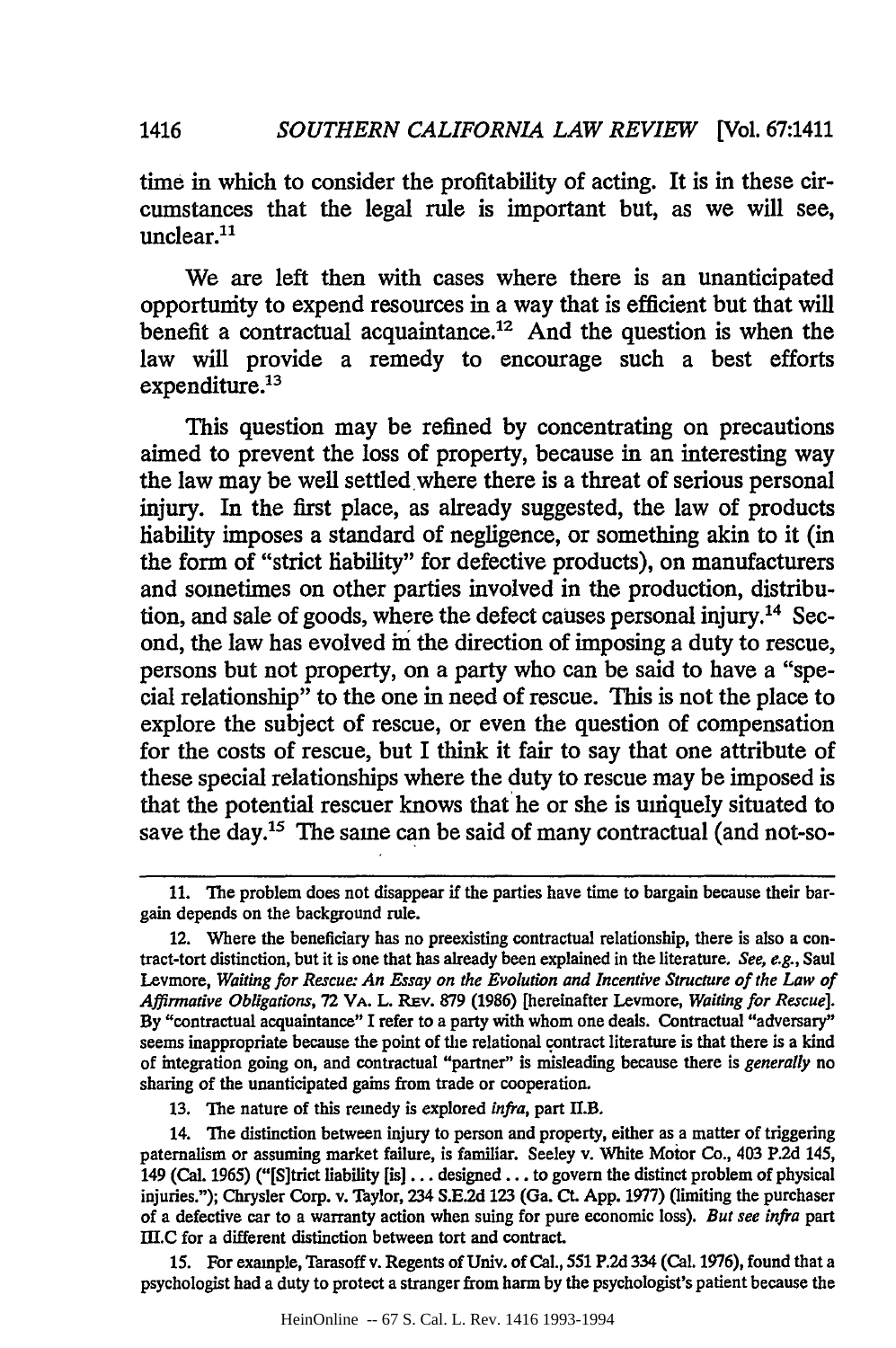time in which to consider the profitability of acting. It is in these circumstances that the legal rule is important but, as we will see, unclear.[11]

We are left then with cases where there is an unanticipated opportunity to expend resources in a way that is efficient but that will benefit a contractual acquaintance.[12] And the question is when the law will provide a remedy to encourage such a best efforts expenditure.[13]

This question may be refined by concentrating on precautions aimed to prevent the loss of property, because in an interesting way the law may be well settled where there is a threat of serious personal injury. In the first place, as already suggested, the law of products liability imposes a standard of negligence, or something akin to it (in the form of "strict liability" for defective products), on manufacturers and sometimes on other parties involved in the production, distribution, and sale of goods, where the defect causes personal injury.[14] Second, the law has evolved in the direction of imposing a duty to rescue, persons but not property, on a party who can be said to have a "special relationship" to the one in need of rescue. This is not the place to explore the subject of rescue, or even the question of compensation for the costs of rescue, but I think it fair to say that one attribute of these special relationships where the duty to rescue may be imposed is that the potential rescuer knows that he or she is uniquely situated to save the day.[15] The same can be said of many contractual (and not-so-

---

11. The problem does not disappear if the parties have time to bargain because their bargain depends on the background rule.

12. Where the beneficiary has no preexisting contractual relationship, there is also a contract-tort distinction, but it is one that has already been explained in the literature. *See, e.g.*, Saul Levmore, *Waiting for Rescue: An Essay on the Evolution and Incentive Structure of the Law of Affirmative Obligations*, 72 VA. L. REV. 879 (1986) [hereinafter Levmore, *Waiting for Rescue*]. By "contractual acquaintance" I refer to a party with whom one deals. Contractual "adversary" seems inappropriate because the point of the relational contract literature is that there is a kind of integration going on, and contractual "partner" is misleading because there is *generally* no sharing of the unanticipated gains from trade or cooperation.

13. The nature of this remedy is explored *infra*, part II.B.

14. The distinction between injury to person and property, either as a matter of triggering paternalism or assuming market failure, is familiar. Seeley v. White Motor Co., 403 P.2d 145, 149 (Cal. 1965) ("[S]trict liability [is] . . . designed . . . to govern the distinct problem of physical injuries."); Chrysler Corp. v. Taylor, 234 S.E.2d 123 (Ga. Ct. App. 1977) (limiting the purchaser of a defective car to a warranty action when suing for pure economic loss). *But see infra* part III.C for a different distinction between tort and contract.

15. For example, Tarasoff v. Regents of Univ. of Cal., 551 P.2d 334 (Cal. 1976), found that a psychologist had a duty to protect a stranger from harm by the psychologist's patient because the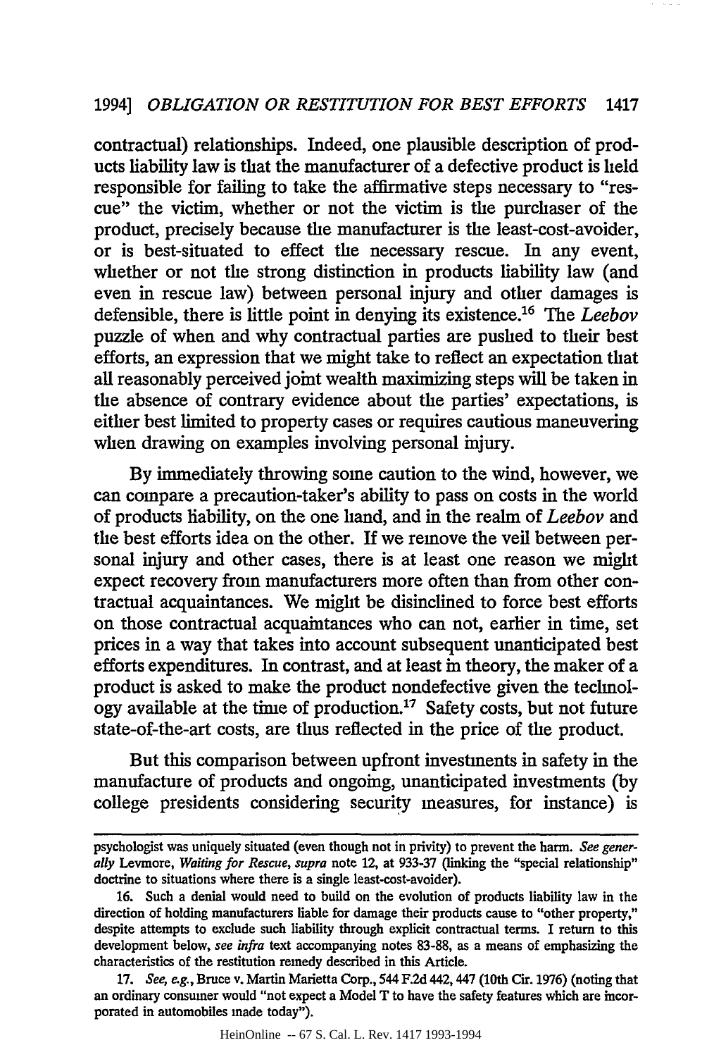contractual) relationships. Indeed, one plausible description of products liability law is that the manufacturer of a defective product is held responsible for failing to take the affirmative steps necessary to "rescue" the victim, whether or not the victim is the purchaser of the product, precisely because the manufacturer is the least-cost-avoider, or is best-situated to effect the necessary rescue. In any event, whether or not the strong distinction in products liability law (and even in rescue law) between personal injury and other damages is defensible, there is little point in denying its existence.[16] The *Leebov* puzzle of when and why contractual parties are pushed to their best efforts, an expression that we might take to reflect an expectation that all reasonably perceived joint wealth maximizing steps will be taken in the absence of contrary evidence about the parties' expectations, is either best limited to property cases or requires cautious maneuvering when drawing on examples involving personal injury.

By immediately throwing some caution to the wind, however, we can compare a precaution-taker's ability to pass on costs in the world of products liability, on the one hand, and in the realm of *Leebov* and the best efforts idea on the other. If we remove the veil between personal injury and other cases, there is at least one reason we might expect recovery from manufacturers more often than from other contractual acquaintances. We might be disinclined to force best efforts on those contractual acquaintances who can not, earlier in time, set prices in a way that takes into account subsequent unanticipated best efforts expenditures. In contrast, and at least in theory, the maker of a product is asked to make the product nondefective given the technology available at the time of production.[17] Safety costs, but not future state-of-the-art costs, are thus reflected in the price of the product.

But this comparison between upfront investments in safety in the manufacture of products and ongoing, unanticipated investments (by college presidents considering security measures, for instance) is

---

psychologist was uniquely situated (even though not in privity) to prevent the harm. *See generally* Levmore, *Waiting for Rescue*, *supra* note 12, at 933-37 (linking the "special relationship" doctrine to situations where there is a single least-cost-avoider).

16. Such a denial would need to build on the evolution of products liability law in the direction of holding manufacturers liable for damage their products cause to "other property," despite attempts to exclude such liability through explicit contractual terms. I return to this development below, *see infra* text accompanying notes 83-88, as a means of emphasizing the characteristics of the restitution remedy described in this Article.

17. *See, e.g.*, Bruce v. Martin Marietta Corp., 544 F.2d 442, 447 (10th Cir. 1976) (noting that an ordinary consumer would "not expect a Model T to have the safety features which are incorporated in automobiles made today").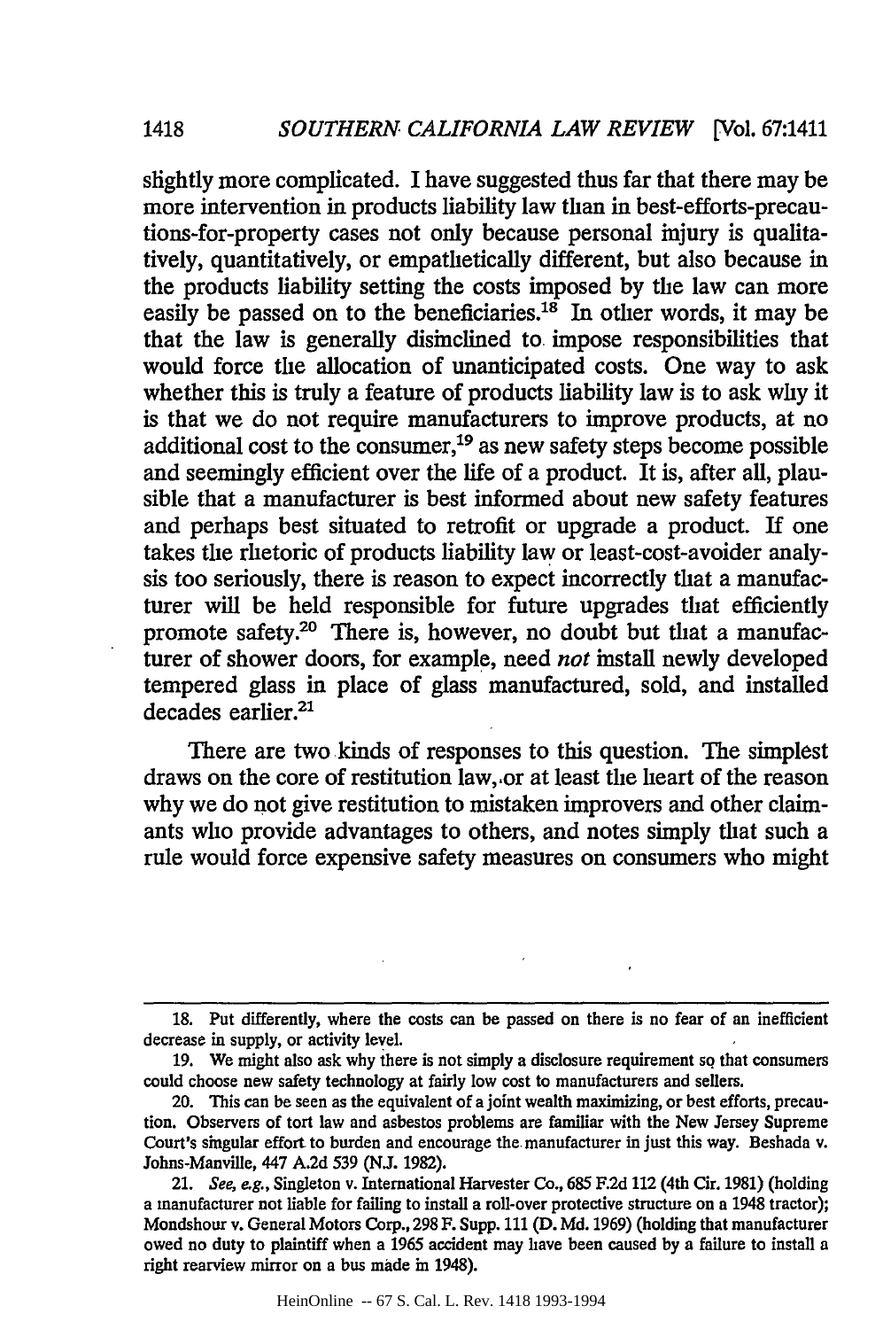slightly more complicated. I have suggested thus far that there may be more intervention in products liability law than in best-efforts-precautions-for-property cases not only because personal injury is qualitatively, quantitatively, or empathetically different, but also because in the products liability setting the costs imposed by the law can more easily be passed on to the beneficiaries.[18] In other words, it may be that the law is generally disinclined to impose responsibilities that would force the allocation of unanticipated costs. One way to ask whether this is truly a feature of products liability law is to ask why it is that we do not require manufacturers to improve products, at no additional cost to the consumer,[19] as new safety steps become possible and seemingly efficient over the life of a product. It is, after all, plausible that a manufacturer is best informed about new safety features and perhaps best situated to retrofit or upgrade a product. If one takes the rhetoric of products liability law or least-cost-avoider analysis too seriously, there is reason to expect incorrectly that a manufacturer will be held responsible for future upgrades that efficiently promote safety.[20] There is, however, no doubt but that a manufacturer of shower doors, for example, need *not* install newly developed tempered glass in place of glass manufactured, sold, and installed decades earlier.[21]

There are two kinds of responses to this question. The simplest draws on the core of restitution law, or at least the heart of the reason why we do not give restitution to mistaken improvers and other claimants who provide advantages to others, and notes simply that such a rule would force expensive safety measures on consumers who might

---

18. Put differently, where the costs can be passed on there is no fear of an inefficient decrease in supply, or activity level.

19. We might also ask why there is not simply a disclosure requirement so that consumers could choose new safety technology at fairly low cost to manufacturers and sellers.

20. This can be seen as the equivalent of a joint wealth maximizing, or best efforts, precaution. Observers of tort law and asbestos problems are familiar with the New Jersey Supreme Court's singular effort to burden and encourage the manufacturer in just this way. Beshada v. Johns-Manville, 447 A.2d 539 (N.J. 1982).

21. *See, e.g.*, Singleton v. International Harvester Co., 685 F.2d 112 (4th Cir. 1981) (holding a manufacturer not liable for failing to install a roll-over protective structure on a 1948 tractor); Mondshour v. General Motors Corp., 298 F. Supp. 111 (D. Md. 1969) (holding that manufacturer owed no duty to plaintiff when a 1965 accident may have been caused by a failure to install a right rearview mirror on a bus made in 1948).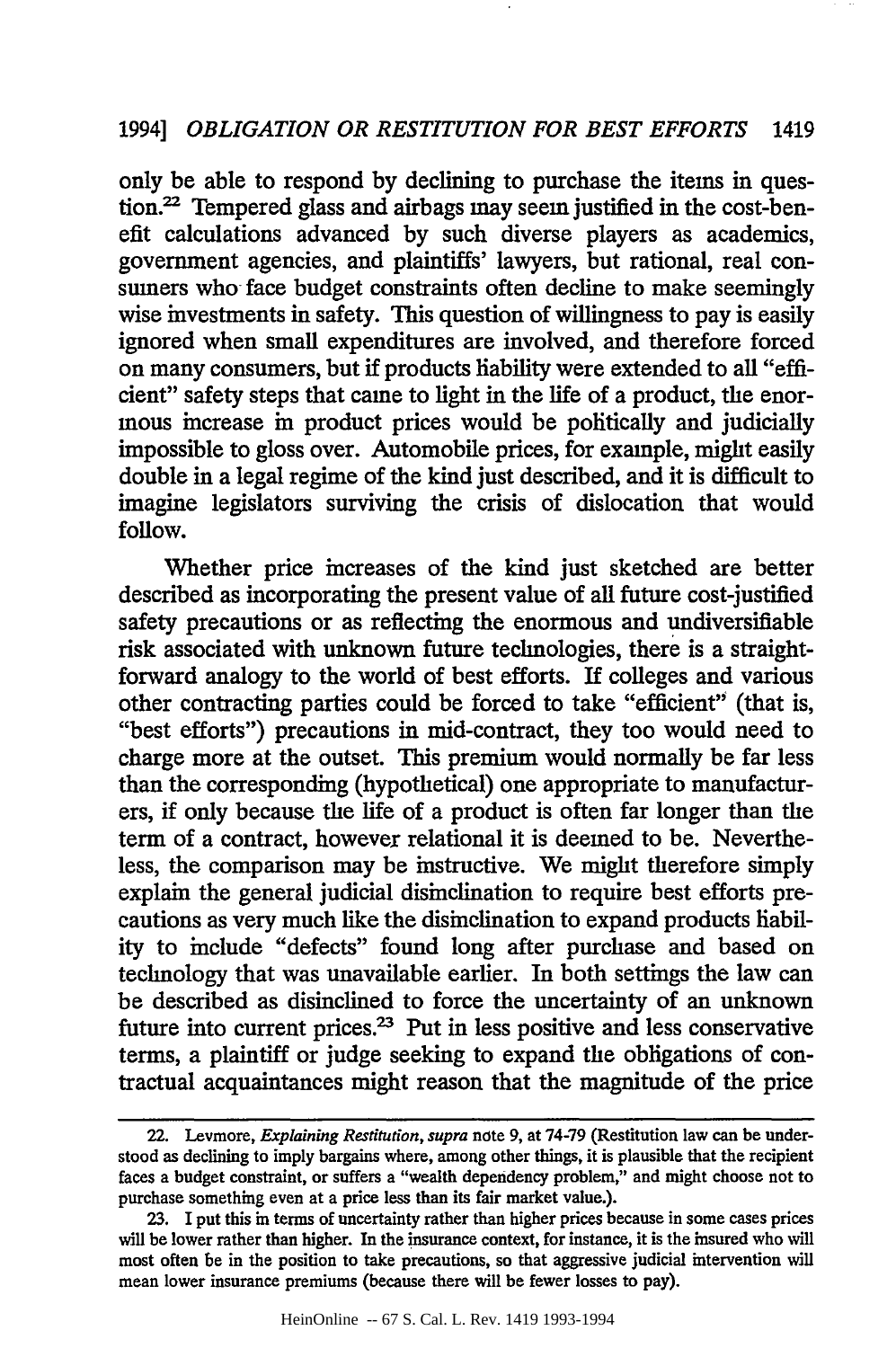only be able to respond by declining to purchase the items in question.[22] Tempered glass and airbags may seem justified in the cost-benefit calculations advanced by such diverse players as academics, government agencies, and plaintiffs' lawyers, but rational, real consumers who face budget constraints often decline to make seemingly wise investments in safety. This question of willingness to pay is easily ignored when small expenditures are involved, and therefore forced on many consumers, but if products liability were extended to all "efficient" safety steps that came to light in the life of a product, the enormous increase in product prices would be politically and judicially impossible to gloss over. Automobile prices, for example, might easily double in a legal regime of the kind just described, and it is difficult to imagine legislators surviving the crisis of dislocation that would follow.

Whether price increases of the kind just sketched are better described as incorporating the present value of all future cost-justified safety precautions or as reflecting the enormous and undiversifiable risk associated with unknown future technologies, there is a straightforward analogy to the world of best efforts. If colleges and various other contracting parties could be forced to take "efficient" (that is, "best efforts") precautions in mid-contract, they too would need to charge more at the outset. This premium would normally be far less than the corresponding (hypothetical) one appropriate to manufacturers, if only because the life of a product is often far longer than the term of a contract, however relational it is deemed to be. Nevertheless, the comparison may be instructive. We might therefore simply explain the general judicial disinclination to require best efforts precautions as very much like the disinclination to expand products liability to include "defects" found long after purchase and based on technology that was unavailable earlier. In both settings the law can be described as disinclined to force the uncertainty of an unknown future into current prices.[23] Put in less positive and less conservative terms, a plaintiff or judge seeking to expand the obligations of contractual acquaintances might reason that the magnitude of the price

22. Levmore, *Explaining Restitution*, *supra* note 9, at 74-79 (Restitution law can be understood as declining to imply bargains where, among other things, it is plausible that the recipient faces a budget constraint, or suffers a "wealth dependency problem," and might choose not to purchase something even at a price less than its fair market value.).

23. I put this in terms of uncertainty rather than higher prices because in some cases prices will be lower rather than higher. In the insurance context, for instance, it is the insured who will most often be in the position to take precautions, so that aggressive judicial intervention will mean lower insurance premiums (because there will be fewer losses to pay).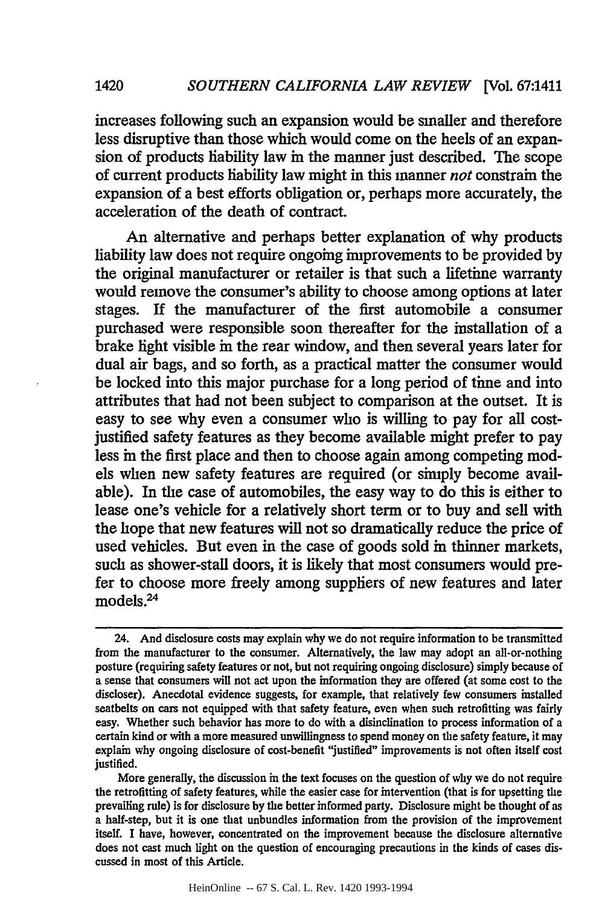increases following such an expansion would be smaller and therefore less disruptive than those which would come on the heels of an expansion of products liability law in the manner just described. The scope of current products liability law might in this manner *not* constrain the expansion of a best efforts obligation or, perhaps more accurately, the acceleration of the death of contract.

An alternative and perhaps better explanation of why products liability law does not require ongoing improvements to be provided by the original manufacturer or retailer is that such a lifetime warranty would remove the consumer's ability to choose among options at later stages. If the manufacturer of the first automobile a consumer purchased were responsible soon thereafter for the installation of a brake light visible in the rear window, and then several years later for dual air bags, and so forth, as a practical matter the consumer would be locked into this major purchase for a long period of time and into attributes that had not been subject to comparison at the outset. It is easy to see why even a consumer who is willing to pay for all cost-justified safety features as they become available might prefer to pay less in the first place and then to choose again among competing models when new safety features are required (or simply become available). In the case of automobiles, the easy way to do this is either to lease one's vehicle for a relatively short term or to buy and sell with the hope that new features will not so dramatically reduce the price of used vehicles. But even in the case of goods sold in thinner markets, such as shower-stall doors, it is likely that most consumers would prefer to choose more freely among suppliers of new features and later models.[24]

---

24. And disclosure costs may explain why we do not require information to be transmitted from the manufacturer to the consumer. Alternatively, the law may adopt an all-or-nothing posture (requiring safety features or not, but not requiring ongoing disclosure) simply because of a sense that consumers will not act upon the information they are offered (at some cost to the discloser). Anecdotal evidence suggests, for example, that relatively few consumers installed seatbelts on cars not equipped with that safety feature, even when such retrofitting was fairly easy. Whether such behavior has more to do with a disinclination to process information of a certain kind or with a more measured unwillingness to spend money on the safety feature, it may explain why ongoing disclosure of cost-benefit "justified" improvements is not often itself cost justified.

More generally, the discussion in the text focuses on the question of why we do not require the retrofitting of safety features, while the easier case for intervention (that is for upsetting the prevailing rule) is for disclosure by the better informed party. Disclosure might be thought of as a half-step, but it is one that unbundles information from the provision of the improvement itself. I have, however, concentrated on the improvement because the disclosure alternative does not cast much light on the question of encouraging precautions in the kinds of cases discussed in most of this Article.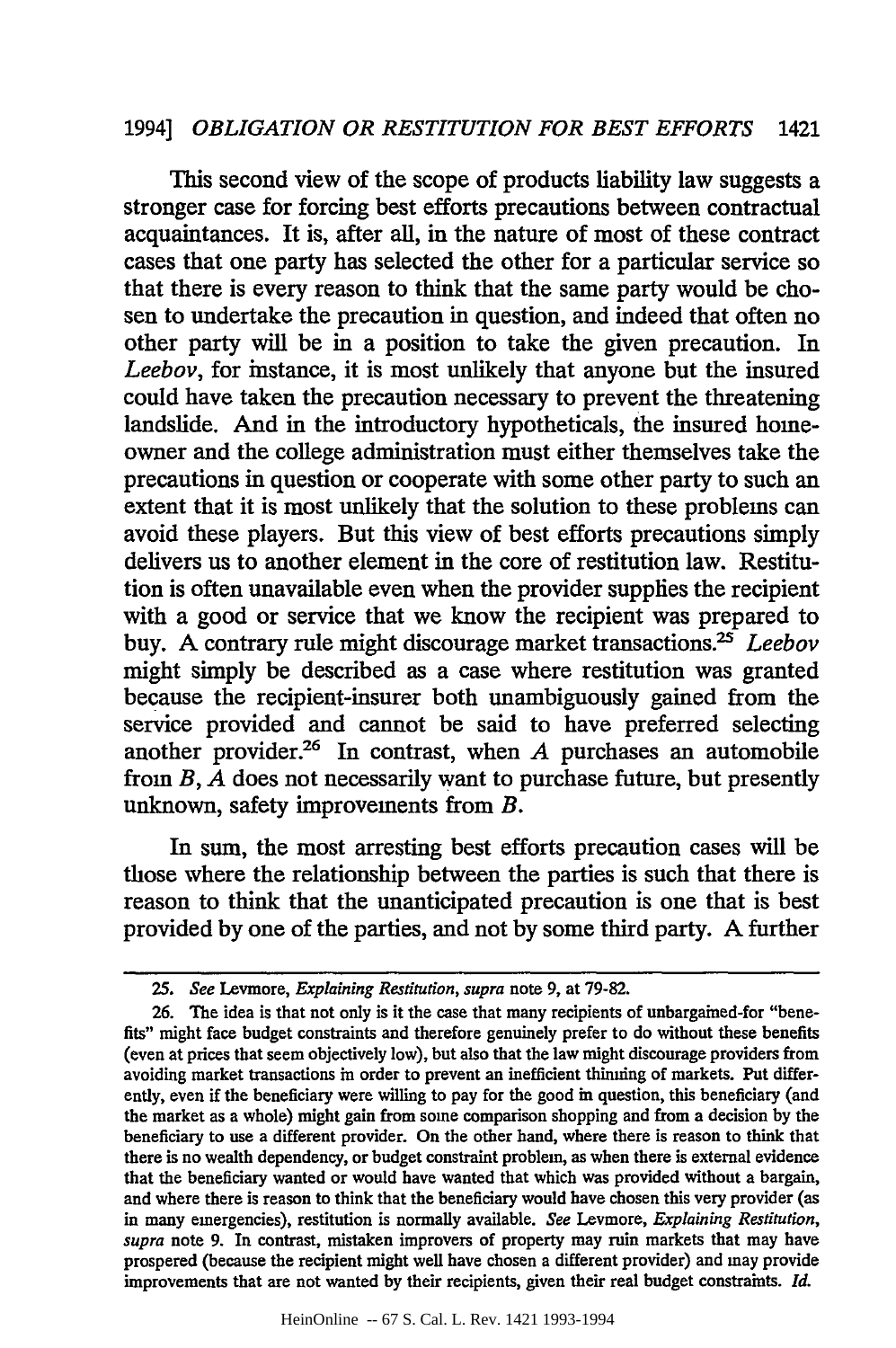This second view of the scope of products liability law suggests a stronger case for forcing best efforts precautions between contractual acquaintances. It is, after all, in the nature of most of these contract cases that one party has selected the other for a particular service so that there is every reason to think that the same party would be chosen to undertake the precaution in question, and indeed that often no other party will be in a position to take the given precaution. In *Leebov*, for instance, it is most unlikely that anyone but the insured could have taken the precaution necessary to prevent the threatening landslide. And in the introductory hypotheticals, the insured homeowner and the college administration must either themselves take the precautions in question or cooperate with some other party to such an extent that it is most unlikely that the solution to these problems can avoid these players. But this view of best efforts precautions simply delivers us to another element in the core of restitution law. Restitution is often unavailable even when the provider supplies the recipient with a good or service that we know the recipient was prepared to buy. A contrary rule might discourage market transactions.[25] *Leebov* might simply be described as a case where restitution was granted because the recipient-insurer both unambiguously gained from the service provided and cannot be said to have preferred selecting another provider.[26] In contrast, when *A* purchases an automobile from *B*, *A* does not necessarily want to purchase future, but presently unknown, safety improvements from *B*.

In sum, the most arresting best efforts precaution cases will be those where the relationship between the parties is such that there is reason to think that the unanticipated precaution is one that is best provided by one of the parties, and not by some third party. A further

---

25. *See* Levmore, *Explaining Restitution*, *supra* note 9, at 79-82.

26. The idea is that not only is it the case that many recipients of unbargained-for "benefits" might face budget constraints and therefore genuinely prefer to do without these benefits (even at prices that seem objectively low), but also that the law might discourage providers from avoiding market transactions in order to prevent an inefficient thinning of markets. Put differently, even if the beneficiary were willing to pay for the good in question, this beneficiary (and the market as a whole) might gain from some comparison shopping and from a decision by the beneficiary to use a different provider. On the other hand, where there is reason to think that there is no wealth dependency, or budget constraint problem, as when there is external evidence that the beneficiary wanted or would have wanted that which was provided without a bargain, and where there is reason to think that the beneficiary would have chosen this very provider (as in many emergencies), restitution is normally available. *See* Levmore, *Explaining Restitution*, *supra* note 9. In contrast, mistaken improvers of property may ruin markets that may have prospered (because the recipient might well have chosen a different provider) and may provide improvements that are not wanted by their recipients, given their real budget constraints. *Id.*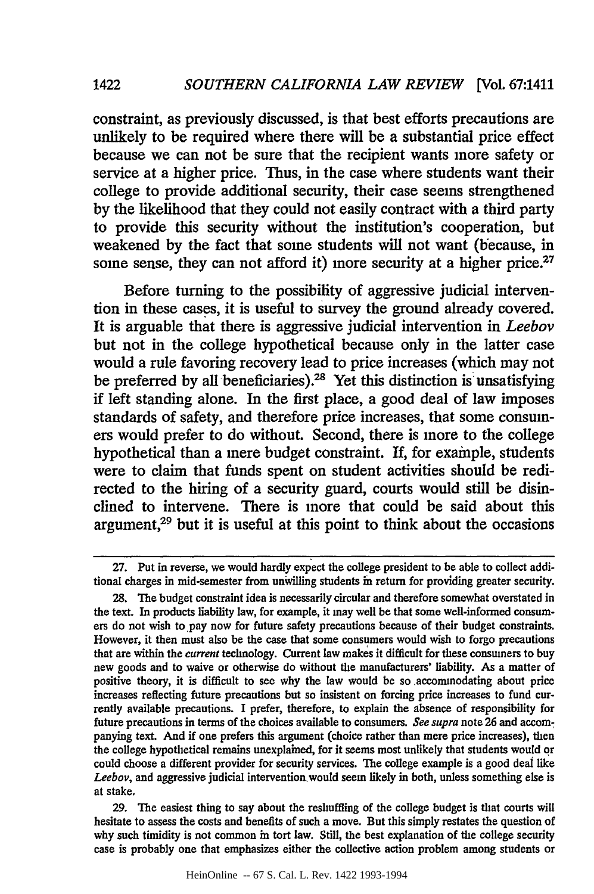constraint, as previously discussed, is that best efforts precautions are unlikely to be required where there will be a substantial price effect because we can not be sure that the recipient wants more safety or service at a higher price. Thus, in the case where students want their college to provide additional security, their case seems strengthened by the likelihood that they could not easily contract with a third party to provide this security without the institution's cooperation, but weakened by the fact that some students will not want (because, in some sense, they can not afford it) more security at a higher price.[27]

Before turning to the possibility of aggressive judicial intervention in these cases, it is useful to survey the ground already covered. It is arguable that there is aggressive judicial intervention in *Leebov* but not in the college hypothetical because only in the latter case would a rule favoring recovery lead to price increases (which may not be preferred by all beneficiaries).[28] Yet this distinction is unsatisfying if left standing alone. In the first place, a good deal of law imposes standards of safety, and therefore price increases, that some consumers would prefer to do without. Second, there is more to the college hypothetical than a mere budget constraint. If, for example, students were to claim that funds spent on student activities should be redirected to the hiring of a security guard, courts would still be disinclined to intervene. There is more that could be said about this argument,[29] but it is useful at this point to think about the occasions

---

27. Put in reverse, we would hardly expect the college president to be able to collect additional charges in mid-semester from unwilling students in return for providing greater security.

28. The budget constraint idea is necessarily circular and therefore somewhat overstated in the text. In products liability law, for example, it may well be that some well-informed consumers do not wish to pay now for future safety precautions because of their budget constraints. However, it then must also be the case that some consumers would wish to forgo precautions that are within the *current* technology. Current law makes it difficult for these consumers to buy new goods and to waive or otherwise do without the manufacturers' liability. As a matter of positive theory, it is difficult to see why the law would be so accommodating about price increases reflecting future precautions but so insistent on forcing price increases to fund currently available precautions. I prefer, therefore, to explain the absence of responsibility for future precautions in terms of the choices available to consumers. *See supra* note 26 and accompanying text. And if one prefers this argument (choice rather than mere price increases), then the college hypothetical remains unexplained, for it seems most unlikely that students would or could choose a different provider for security services. The college example is a good deal like *Leebov*, and aggressive judicial intervention would seem likely in both, unless something else is at stake.

29. The easiest thing to say about the reshuffling of the college budget is that courts will hesitate to assess the costs and benefits of such a move. But this simply restates the question of why such timidity is not common in tort law. Still, the best explanation of the college security case is probably one that emphasizes either the collective action problem among students or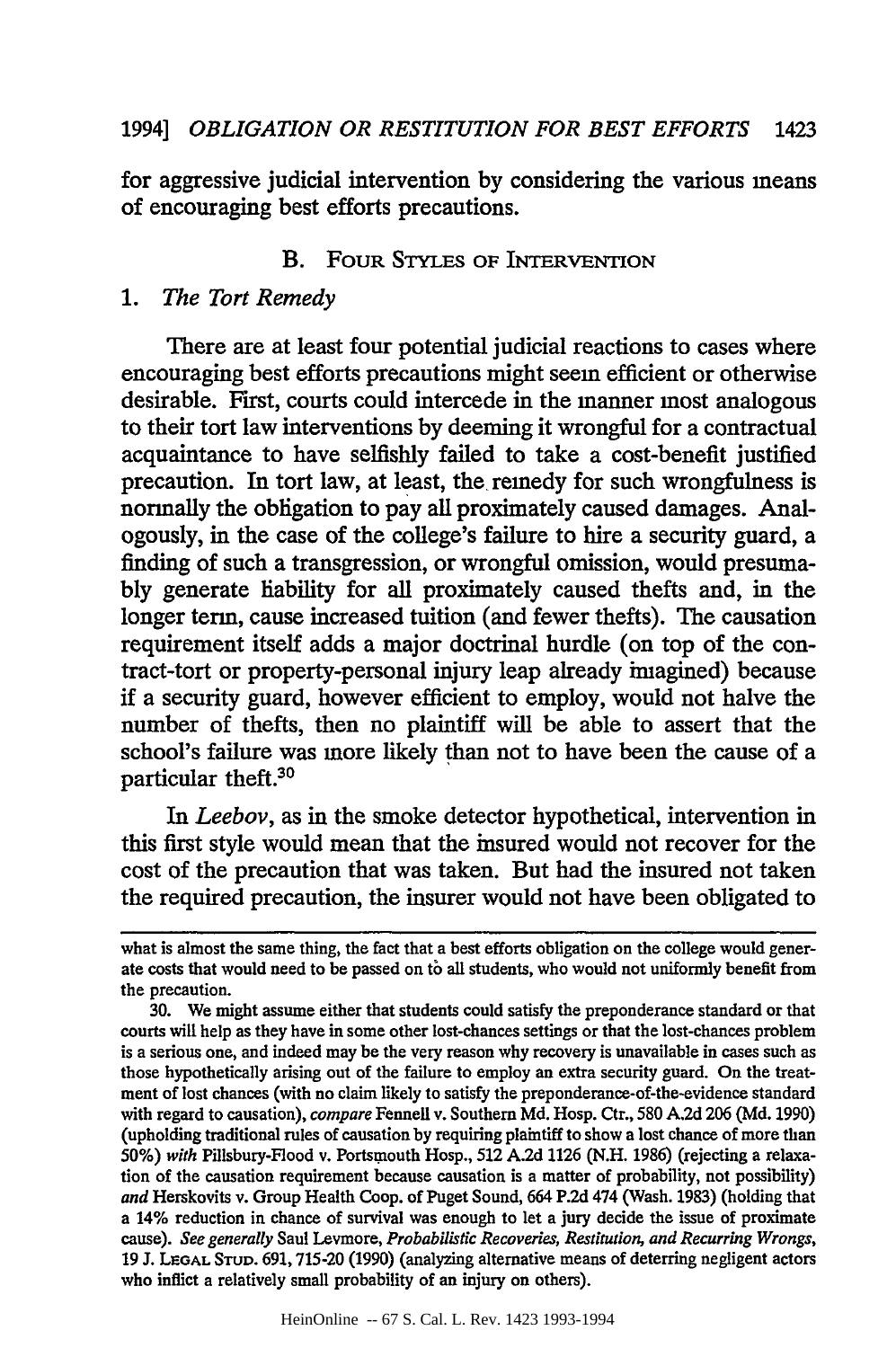for aggressive judicial intervention by considering the various means of encouraging best efforts precautions.

### B. Four Styles of Intervention

#### 1. *The Tort Remedy*

There are at least four potential judicial reactions to cases where encouraging best efforts precautions might seem efficient or otherwise desirable. First, courts could intercede in the manner most analogous to their tort law interventions by deeming it wrongful for a contractual acquaintance to have selfishly failed to take a cost-benefit justified precaution. In tort law, at least, the remedy for such wrongfulness is normally the obligation to pay all proximately caused damages. Analogously, in the case of the college's failure to hire a security guard, a finding of such a transgression, or wrongful omission, would presumably generate liability for all proximately caused thefts and, in the longer term, cause increased tuition (and fewer thefts). The causation requirement itself adds a major doctrinal hurdle (on top of the contract-tort or property-personal injury leap already imagined) because if a security guard, however efficient to employ, would not halve the number of thefts, then no plaintiff will be able to assert that the school's failure was more likely than not to have been the cause of a particular theft.[30]

In *Leebov*, as in the smoke detector hypothetical, intervention in this first style would mean that the insured would not recover for the cost of the precaution that was taken. But had the insured not taken the required precaution, the insurer would not have been obligated to

---

what is almost the same thing, the fact that a best efforts obligation on the college would generate costs that would need to be passed on to all students, who would not uniformly benefit from the precaution.

30. We might assume either that students could satisfy the preponderance standard or that courts will help as they have in some other lost-chances settings or that the lost-chances problem is a serious one, and indeed may be the very reason why recovery is unavailable in cases such as those hypothetically arising out of the failure to employ an extra security guard. On the treatment of lost chances (with no claim likely to satisfy the preponderance-of-the-evidence standard with regard to causation), *compare* Fennell v. Southern Md. Hosp. Ctr., 580 A.2d 206 (Md. 1990) (upholding traditional rules of causation by requiring plaintiff to show a lost chance of more than 50%) *with* Pillsbury-Flood v. Portsmouth Hosp., 512 A.2d 1126 (N.H. 1986) (rejecting a relaxation of the causation requirement because causation is a matter of probability, not possibility) *and* Herskovits v. Group Health Coop. of Puget Sound, 664 P.2d 474 (Wash. 1983) (holding that a 14% reduction in chance of survival was enough to let a jury decide the issue of proximate cause). *See generally* Saul Levmore, *Probabilistic Recoveries, Restitution, and Recurring Wrongs*, 19 J. Legal Stud. 691, 715-20 (1990) (analyzing alternative means of deterring negligent actors who inflict a relatively small probability of an injury on others).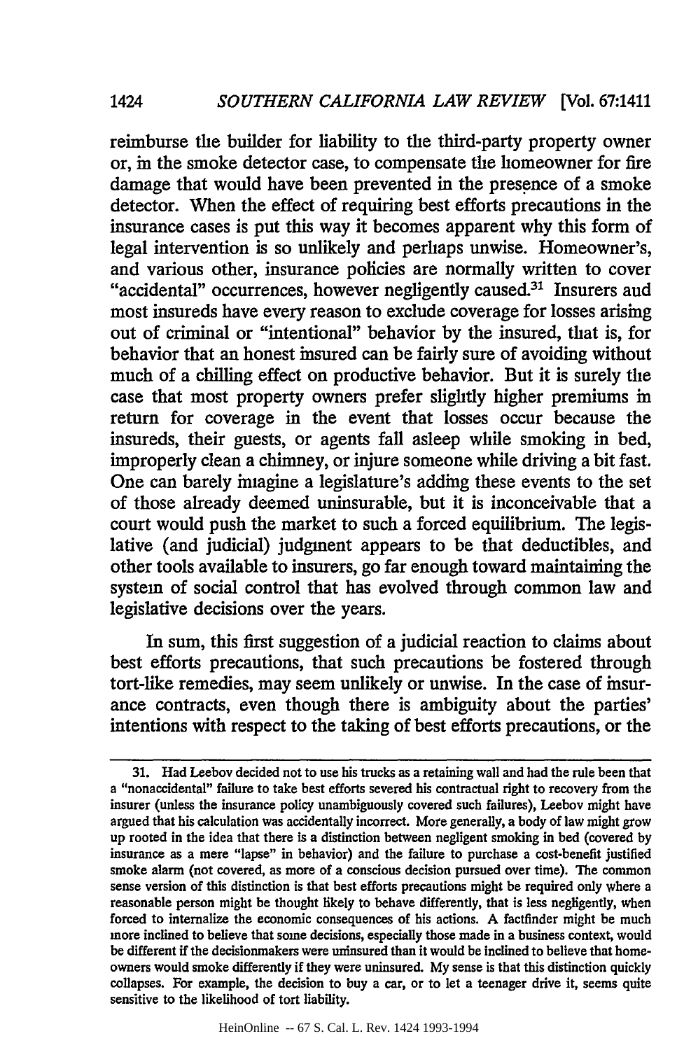reimburse the builder for liability to the third-party property owner or, in the smoke detector case, to compensate the homeowner for fire damage that would have been prevented in the presence of a smoke detector. When the effect of requiring best efforts precautions in the insurance cases is put this way it becomes apparent why this form of legal intervention is so unlikely and perhaps unwise. Homeowner's, and various other, insurance policies are normally written to cover "accidental" occurrences, however negligently caused.[31] Insurers and most insureds have every reason to exclude coverage for losses arising out of criminal or "intentional" behavior by the insured, that is, for behavior that an honest insured can be fairly sure of avoiding without much of a chilling effect on productive behavior. But it is surely the case that most property owners prefer slightly higher premiums in return for coverage in the event that losses occur because the insureds, their guests, or agents fall asleep while smoking in bed, improperly clean a chimney, or injure someone while driving a bit fast. One can barely imagine a legislature's adding these events to the set of those already deemed uninsurable, but it is inconceivable that a court would push the market to such a forced equilibrium. The legislative (and judicial) judgment appears to be that deductibles, and other tools available to insurers, go far enough toward maintaining the system of social control that has evolved through common law and legislative decisions over the years.

In sum, this first suggestion of a judicial reaction to claims about best efforts precautions, that such precautions be fostered through tort-like remedies, may seem unlikely or unwise. In the case of insurance contracts, even though there is ambiguity about the parties' intentions with respect to the taking of best efforts precautions, or the

---

31. Had Leebov decided not to use his trucks as a retaining wall and had the rule been that a "nonaccidental" failure to take best efforts severed his contractual right to recovery from the insurer (unless the insurance policy unambiguously covered such failures), Leebov might have argued that his calculation was accidentally incorrect. More generally, a body of law might grow up rooted in the idea that there is a distinction between negligent smoking in bed (covered by insurance as a mere "lapse" in behavior) and the failure to purchase a cost-benefit justified smoke alarm (not covered, as more of a conscious decision pursued over time). The common sense version of this distinction is that best efforts precautions might be required only where a reasonable person might be thought likely to behave differently, that is less negligently, when forced to internalize the economic consequences of his actions. A factfinder might be much more inclined to believe that some decisions, especially those made in a business context, would be different if the decisionmakers were uninsured than it would be inclined to believe that homeowners would smoke differently if they were uninsured. My sense is that this distinction quickly collapses. For example, the decision to buy a car, or to let a teenager drive it, seems quite sensitive to the likelihood of tort liability.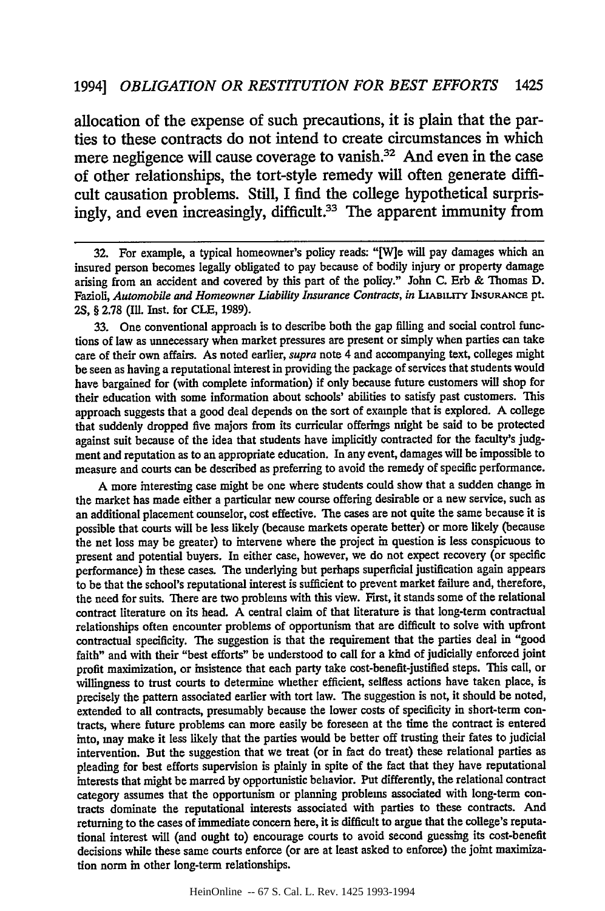allocation of the expense of such precautions, it is plain that the parties to these contracts do not intend to create circumstances in which mere negligence will cause coverage to vanish.[32] And even in the case of other relationships, the tort-style remedy will often generate difficult causation problems. Still, I find the college hypothetical surprisingly, and even increasingly, difficult.[33] The apparent immunity from

---

32. For example, a typical homeowner's policy reads: "[W]e will pay damages which an insured person becomes legally obligated to pay because of bodily injury or property damage arising from an accident and covered by this part of the policy." John C. Erb & Thomas D. Fazioli, *Automobile and Homeowner Liability Insurance Contracts*, *in* LIABILITY INSURANCE pt. 2S, § 2.78 (Ill. Inst. for CLE, 1989).

33. One conventional approach is to describe both the gap filling and social control functions of law as unnecessary when market pressures are present or simply when parties can take care of their own affairs. As noted earlier, *supra* note 4 and accompanying text, colleges might be seen as having a reputational interest in providing the package of services that students would have bargained for (with complete information) if only because future customers will shop for their education with some information about schools' abilities to satisfy past customers. This approach suggests that a good deal depends on the sort of example that is explored. A college that suddenly dropped five majors from its curricular offerings might be said to be protected against suit because of the idea that students have implicitly contracted for the faculty's judgment and reputation as to an appropriate education. In any event, damages will be impossible to measure and courts can be described as preferring to avoid the remedy of specific performance.

A more interesting case might be one where students could show that a sudden change in the market has made either a particular new course offering desirable or a new service, such as an additional placement counselor, cost effective. The cases are not quite the same because it is possible that courts will be less likely (because markets operate better) or more likely (because the net loss may be greater) to intervene where the project in question is less conspicuous to present and potential buyers. In either case, however, we do not expect recovery (or specific performance) in these cases. The underlying but perhaps superficial justification again appears to be that the school's reputational interest is sufficient to prevent market failure and, therefore, the need for suits. There are two problems with this view. First, it stands some of the relational contract literature on its head. A central claim of that literature is that long-term contractual relationships often encounter problems of opportunism that are difficult to solve with upfront contractual specificity. The suggestion is that the requirement that the parties deal in "good faith" and with their "best efforts" be understood to call for a kind of judicially enforced joint profit maximization, or insistence that each party take cost-benefit-justified steps. This call, or willingness to trust courts to determine whether efficient, selfless actions have taken place, is precisely the pattern associated earlier with tort law. The suggestion is not, it should be noted, extended to all contracts, presumably because the lower costs of specificity in short-term contracts, where future problems can more easily be foreseen at the time the contract is entered into, may make it less likely that the parties would be better off trusting their fates to judicial intervention. But the suggestion that we treat (or in fact do treat) these relational parties as pleading for best efforts supervision is plainly in spite of the fact that they have reputational interests that might be marred by opportunistic behavior. Put differently, the relational contract category assumes that the opportunism or planning problems associated with long-term contracts dominate the reputational interests associated with parties to these contracts. And returning to the cases of immediate concern here, it is difficult to argue that the college's reputational interest will (and ought to) encourage courts to avoid second guessing its cost-benefit decisions while these same courts enforce (or are at least asked to enforce) the joint maximization norm in other long-term relationships.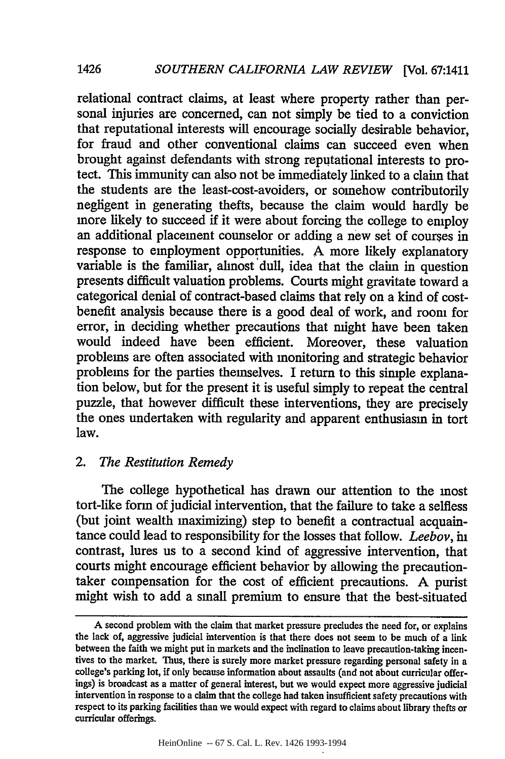relational contract claims, at least where property rather than personal injuries are concerned, can not simply be tied to a conviction that reputational interests will encourage socially desirable behavior, for fraud and other conventional claims can succeed even when brought against defendants with strong reputational interests to protect. This immunity can also not be immediately linked to a claim that the students are the least-cost-avoiders, or somehow contributorily negligent in generating thefts, because the claim would hardly be more likely to succeed if it were about forcing the college to employ an additional placement counselor or adding a new set of courses in response to employment opportunities. A more likely explanatory variable is the familiar, almost dull, idea that the claim in question presents difficult valuation problems. Courts might gravitate toward a categorical denial of contract-based claims that rely on a kind of cost-benefit analysis because there is a good deal of work, and room for error, in deciding whether precautions that might have been taken would indeed have been efficient. Moreover, these valuation problems are often associated with monitoring and strategic behavior problems for the parties themselves. I return to this simple explanation below, but for the present it is useful simply to repeat the central puzzle, that however difficult these interventions, they are precisely the ones undertaken with regularity and apparent enthusiasm in tort law.

### 2. *The Restitution Remedy*

The college hypothetical has drawn our attention to the most tort-like form of judicial intervention, that the failure to take a selfless (but joint wealth maximizing) step to benefit a contractual acquaintance could lead to responsibility for the losses that follow. *Leebov*, in contrast, lures us to a second kind of aggressive intervention, that courts might encourage efficient behavior by allowing the precaution-taker compensation for the cost of efficient precautions. A purist might wish to add a small premium to ensure that the best-situated

---

A second problem with the claim that market pressure precludes the need for, or explains the lack of, aggressive judicial intervention is that there does not seem to be much of a link between the faith we might put in markets and the inclination to leave precaution-taking incentives to the market. Thus, there is surely more market pressure regarding personal safety in a college's parking lot, if only because information about assaults (and not about curricular offerings) is broadcast as a matter of general interest, but we would expect more aggressive judicial intervention in response to a claim that the college had taken insufficient safety precautions with respect to its parking facilities than we would expect with regard to claims about library thefts or curricular offerings.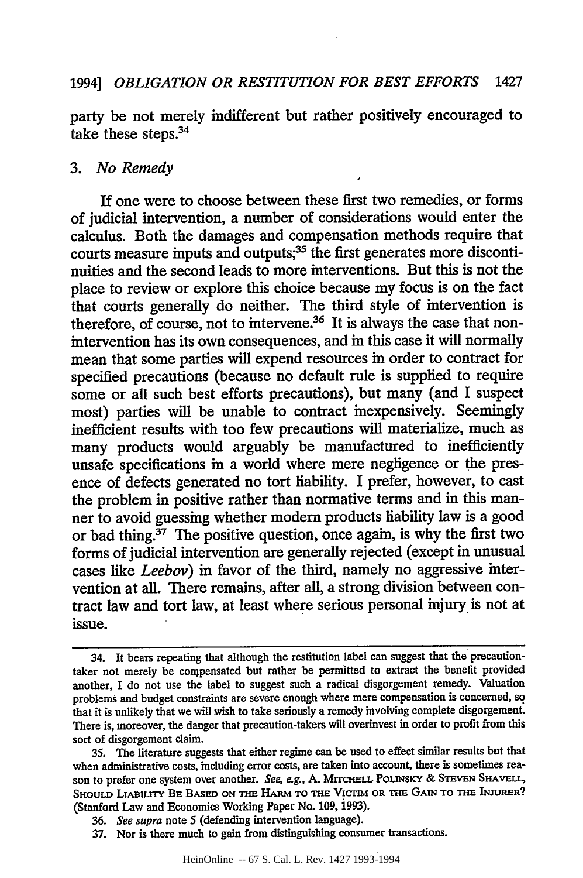party be not merely indifferent but rather positively encouraged to take these steps.[34]

### 3. *No Remedy*

If one were to choose between these first two remedies, or forms of judicial intervention, a number of considerations would enter the calculus. Both the damages and compensation methods require that courts measure inputs and outputs;[35] the first generates more discontinuities and the second leads to more interventions. But this is not the place to review or explore this choice because my focus is on the fact that courts generally do neither. The third style of intervention is therefore, of course, not to intervene.[36] It is always the case that nonintervention has its own consequences, and in this case it will normally mean that some parties will expend resources in order to contract for specified precautions (because no default rule is supplied to require some or all such best efforts precautions), but many (and I suspect most) parties will be unable to contract inexpensively. Seemingly inefficient results with too few precautions will materialize, much as many products would arguably be manufactured to inefficiently unsafe specifications in a world where mere negligence or the presence of defects generated no tort liability. I prefer, however, to cast the problem in positive rather than normative terms and in this manner to avoid guessing whether modern products liability law is a good or bad thing.[37] The positive question, once again, is why the first two forms of judicial intervention are generally rejected (except in unusual cases like *Leebov*) in favor of the third, namely no aggressive intervention at all. There remains, after all, a strong division between contract law and tort law, at least where serious personal injury is not at issue.

---

34. It bears repeating that although the restitution label can suggest that the precaution-taker not merely be compensated but rather be permitted to extract the benefit provided another, I do not use the label to suggest such a radical disgorgement remedy. Valuation problems and budget constraints are severe enough where mere compensation is concerned, so that it is unlikely that we will wish to take seriously a remedy involving complete disgorgement. There is, moreover, the danger that precaution-takers will overinvest in order to profit from this sort of disgorgement claim.

35. The literature suggests that either regime can be used to effect similar results but that when administrative costs, including error costs, are taken into account, there is sometimes reason to prefer one system over another. *See, e.g.*, A. MITCHELL POLINSKY & STEVEN SHAVELL, SHOULD LIABILITY BE BASED ON THE HARM TO THE VICTIM OR THE GAIN TO THE INJURER? (Stanford Law and Economics Working Paper No. 109, 1993).

36. *See supra* note 5 (defending intervention language).

37. Nor is there much to gain from distinguishing consumer transactions.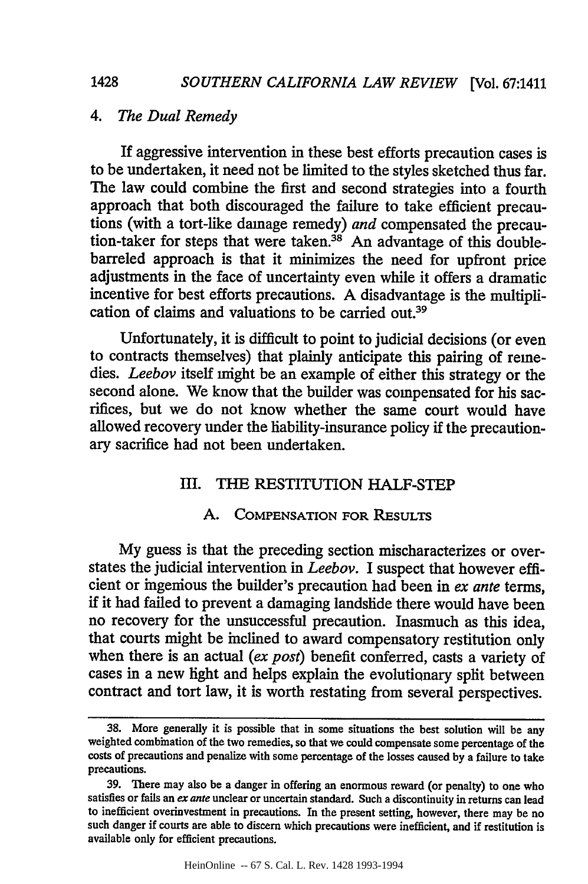### 4. *The Dual Remedy*

If aggressive intervention in these best efforts precaution cases is to be undertaken, it need not be limited to the styles sketched thus far. The law could combine the first and second strategies into a fourth approach that both discouraged the failure to take efficient precautions (with a tort-like damage remedy) *and* compensated the precaution-taker for steps that were taken.[38] An advantage of this double-barreled approach is that it minimizes the need for upfront price adjustments in the face of uncertainty even while it offers a dramatic incentive for best efforts precautions. A disadvantage is the multiplication of claims and valuations to be carried out.[39]

Unfortunately, it is difficult to point to judicial decisions (or even to contracts themselves) that plainly anticipate this pairing of remedies. *Leebov* itself might be an example of either this strategy or the second alone. We know that the builder was compensated for his sacrifices, but we do not know whether the same court would have allowed recovery under the liability-insurance policy if the precautionary sacrifice had not been undertaken.

## III. THE RESTITUTION HALF-STEP

### A. COMPENSATION FOR RESULTS

My guess is that the preceding section mischaracterizes or overstates the judicial intervention in *Leebov*. I suspect that however efficient or ingenious the builder's precaution had been in *ex ante* terms, if it had failed to prevent a damaging landslide there would have been no recovery for the unsuccessful precaution. Inasmuch as this idea, that courts might be inclined to award compensatory restitution only when there is an actual (*ex post*) benefit conferred, casts a variety of cases in a new light and helps explain the evolutionary split between contract and tort law, it is worth restating from several perspectives.

---

38. More generally it is possible that in some situations the best solution will be any weighted combination of the two remedies, so that we could compensate some percentage of the costs of precautions and penalize with some percentage of the losses caused by a failure to take precautions.

39. There may also be a danger in offering an enormous reward (or penalty) to one who satisfies or fails an *ex ante* unclear or uncertain standard. Such a discontinuity in returns can lead to inefficient overinvestment in precautions. In the present setting, however, there may be no such danger if courts are able to discern which precautions were inefficient, and if restitution is available only for efficient precautions.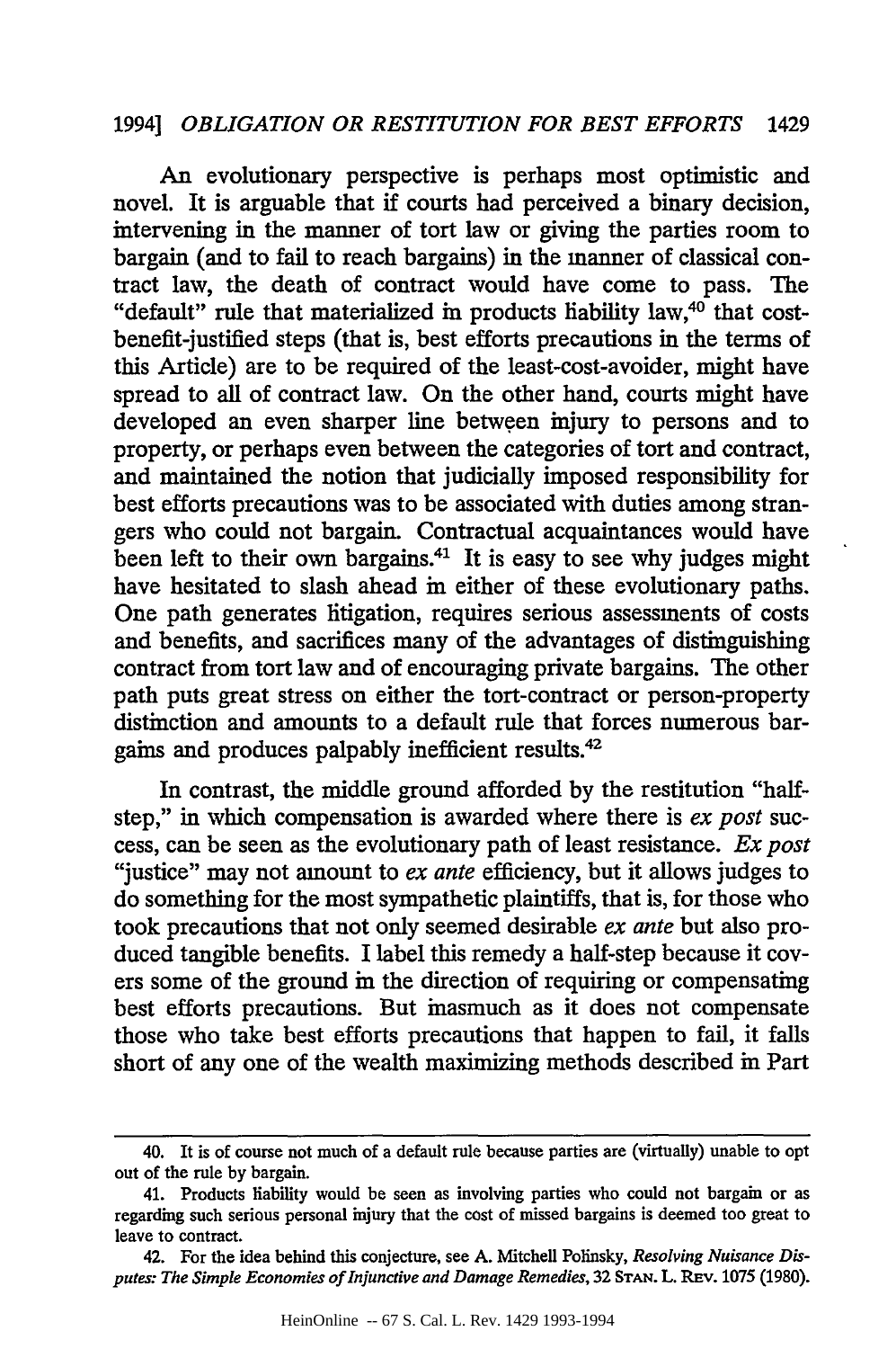An evolutionary perspective is perhaps most optimistic and novel. It is arguable that if courts had perceived a binary decision, intervening in the manner of tort law or giving the parties room to bargain (and to fail to reach bargains) in the manner of classical contract law, the death of contract would have come to pass. The "default" rule that materialized in products liability law,[40] that cost-benefit-justified steps (that is, best efforts precautions in the terms of this Article) are to be required of the least-cost-avoider, might have spread to all of contract law. On the other hand, courts might have developed an even sharper line between injury to persons and to property, or perhaps even between the categories of tort and contract, and maintained the notion that judicially imposed responsibility for best efforts precautions was to be associated with duties among strangers who could not bargain. Contractual acquaintances would have been left to their own bargains.[41] It is easy to see why judges might have hesitated to slash ahead in either of these evolutionary paths. One path generates litigation, requires serious assessments of costs and benefits, and sacrifices many of the advantages of distinguishing contract from tort law and of encouraging private bargains. The other path puts great stress on either the tort-contract or person-property distinction and amounts to a default rule that forces numerous bargains and produces palpably inefficient results.[42]

In contrast, the middle ground afforded by the restitution "half-step," in which compensation is awarded where there is *ex post* success, can be seen as the evolutionary path of least resistance. *Ex post* "justice" may not amount to *ex ante* efficiency, but it allows judges to do something for the most sympathetic plaintiffs, that is, for those who took precautions that not only seemed desirable *ex ante* but also produced tangible benefits. I label this remedy a half-step because it covers some of the ground in the direction of requiring or compensating best efforts precautions. But inasmuch as it does not compensate those who take best efforts precautions that happen to fail, it falls short of any one of the wealth maximizing methods described in Part

---

40. It is of course not much of a default rule because parties are (virtually) unable to opt out of the rule by bargain.

41. Products liability would be seen as involving parties who could not bargain or as regarding such serious personal injury that the cost of missed bargains is deemed too great to leave to contract.

42. For the idea behind this conjecture, see A. Mitchell Polinsky, *Resolving Nuisance Disputes: The Simple Economies of Injunctive and Damage Remedies*, 32 STAN. L. REV. 1075 (1980).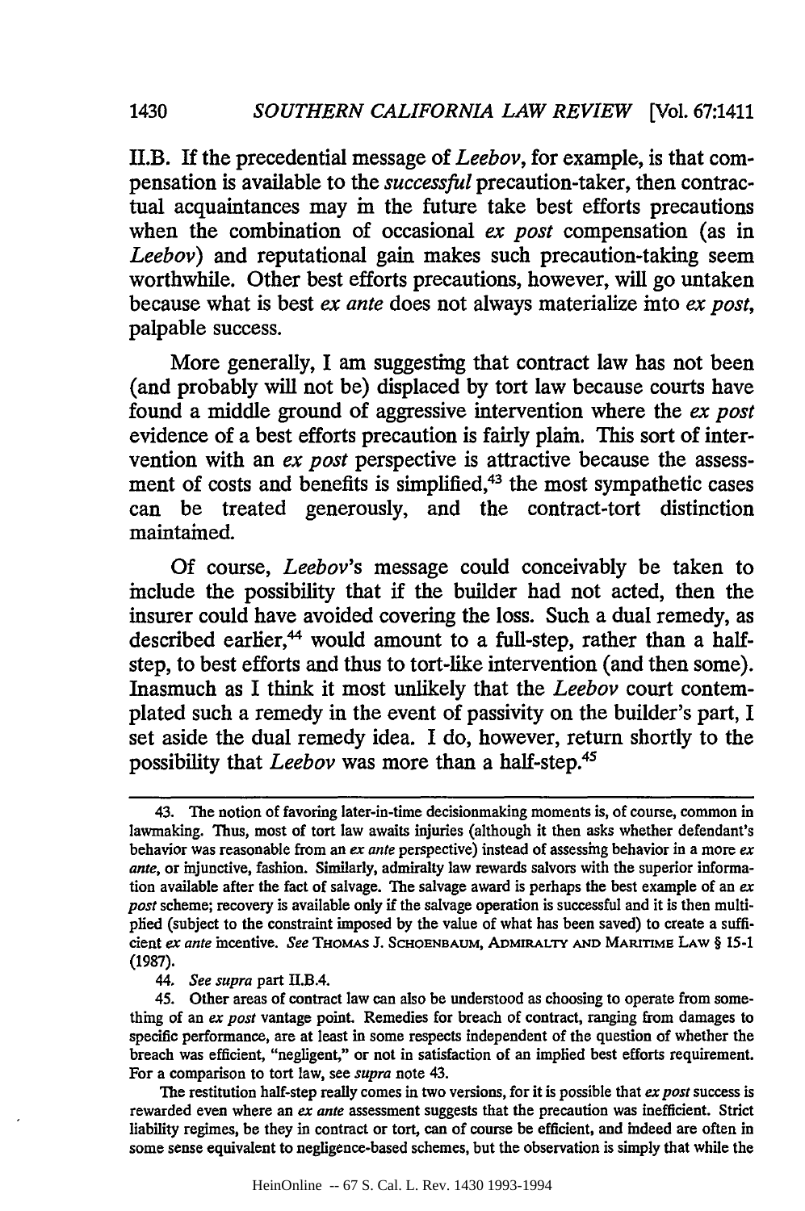II.B. If the precedential message of *Leebov*, for example, is that compensation is available to the *successful* precaution-taker, then contractual acquaintances may in the future take best efforts precautions when the combination of occasional *ex post* compensation (as in *Leebov*) and reputational gain makes such precaution-taking seem worthwhile. Other best efforts precautions, however, will go untaken because what is best *ex ante* does not always materialize into *ex post*, palpable success.

More generally, I am suggesting that contract law has not been (and probably will not be) displaced by tort law because courts have found a middle ground of aggressive intervention where the *ex post* evidence of a best efforts precaution is fairly plain. This sort of intervention with an *ex post* perspective is attractive because the assessment of costs and benefits is simplified,[43] the most sympathetic cases can be treated generously, and the contract-tort distinction maintained.

Of course, *Leebov*'s message could conceivably be taken to include the possibility that if the builder had not acted, then the insurer could have avoided covering the loss. Such a dual remedy, as described earlier,[44] would amount to a full-step, rather than a half-step, to best efforts and thus to tort-like intervention (and then some). Inasmuch as I think it most unlikely that the *Leebov* court contemplated such a remedy in the event of passivity on the builder's part, I set aside the dual remedy idea. I do, however, return shortly to the possibility that *Leebov* was more than a half-step.[45]

---

43. The notion of favoring later-in-time decisionmaking moments is, of course, common in lawmaking. Thus, most of tort law awaits injuries (although it then asks whether defendant's behavior was reasonable from an *ex ante* perspective) instead of assessing behavior in a more *ex ante*, or injunctive, fashion. Similarly, admiralty law rewards salvors with the superior information available after the fact of salvage. The salvage award is perhaps the best example of an *ex post* scheme; recovery is available only if the salvage operation is successful and it is then multiplied (subject to the constraint imposed by the value of what has been saved) to create a sufficient *ex ante* incentive. *See* THOMAS J. SCHOENBAUM, ADMIRALTY AND MARITIME LAW § 15-1 (1987).

44. *See supra* part II.B.4.

45. Other areas of contract law can also be understood as choosing to operate from something of an *ex post* vantage point. Remedies for breach of contract, ranging from damages to specific performance, are at least in some respects independent of the question of whether the breach was efficient, "negligent," or not in satisfaction of an implied best efforts requirement. For a comparison to tort law, see *supra* note 43.

The restitution half-step really comes in two versions, for it is possible that *ex post* success is rewarded even where an *ex ante* assessment suggests that the precaution was inefficient. Strict liability regimes, be they in contract or tort, can of course be efficient, and indeed are often in some sense equivalent to negligence-based schemes, but the observation is simply that while the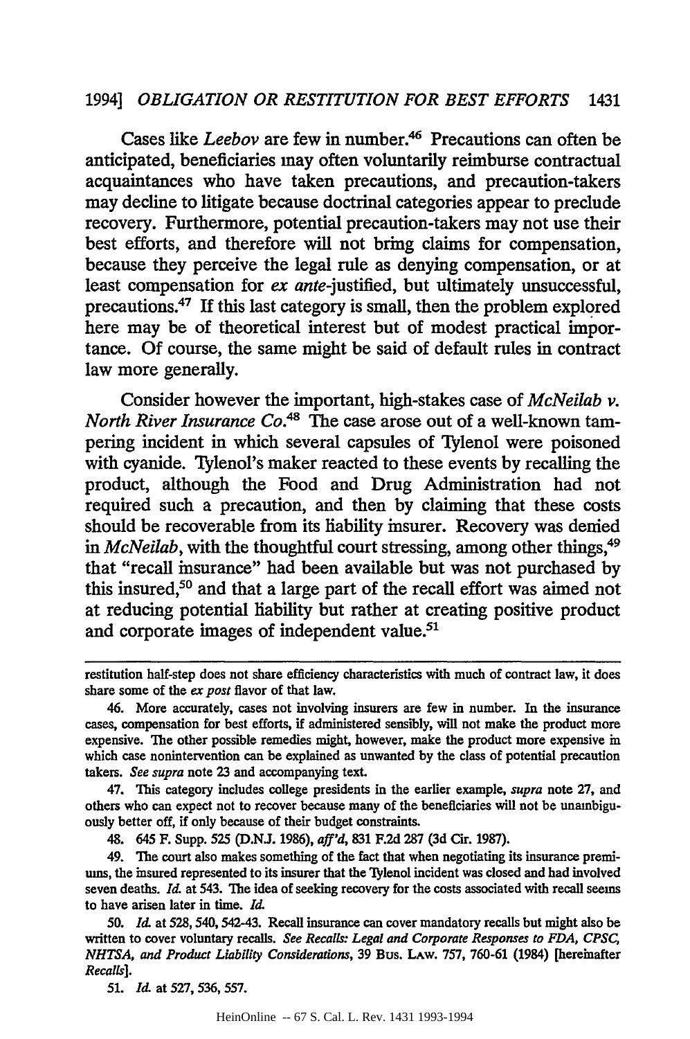Cases like *Leebov* are few in number.[46] Precautions can often be anticipated, beneficiaries may often voluntarily reimburse contractual acquaintances who have taken precautions, and precaution-takers may decline to litigate because doctrinal categories appear to preclude recovery. Furthermore, potential precaution-takers may not use their best efforts, and therefore will not bring claims for compensation, because they perceive the legal rule as denying compensation, or at least compensation for *ex ante*-justified, but ultimately unsuccessful, precautions.[47] If this last category is small, then the problem explored here may be of theoretical interest but of modest practical importance. Of course, the same might be said of default rules in contract law more generally.

Consider however the important, high-stakes case of *McNeilab v. North River Insurance Co.*[48] The case arose out of a well-known tampering incident in which several capsules of Tylenol were poisoned with cyanide. Tylenol's maker reacted to these events by recalling the product, although the Food and Drug Administration had not required such a precaution, and then by claiming that these costs should be recoverable from its liability insurer. Recovery was denied in *McNeilab*, with the thoughtful court stressing, among other things,[49] that "recall insurance" had been available but was not purchased by this insured,[50] and that a large part of the recall effort was aimed not at reducing potential liability but rather at creating positive product and corporate images of independent value.[51]

---

restitution half-step does not share efficiency characteristics with much of contract law, it does share some of the *ex post* flavor of that law.

46. More accurately, cases not involving insurers are few in number. In the insurance cases, compensation for best efforts, if administered sensibly, will not make the product more expensive. The other possible remedies might, however, make the product more expensive in which case nonintervention can be explained as unwanted by the class of potential precaution takers. *See supra* note 23 and accompanying text.

47. This category includes college presidents in the earlier example, *supra* note 27, and others who can expect not to recover because many of the beneficiaries will not be unambiguously better off, if only because of their budget constraints.

48. 645 F. Supp. 525 (D.N.J. 1986), *aff'd*, 831 F.2d 287 (3d Cir. 1987).

49. The court also makes something of the fact that when negotiating its insurance premiums, the insured represented to its insurer that the Tylenol incident was closed and had involved seven deaths. *Id.* at 543. The idea of seeking recovery for the costs associated with recall seems to have arisen later in time. *Id.*

50. *Id.* at 528, 540, 542-43. Recall insurance can cover mandatory recalls but might also be written to cover voluntary recalls. *See Recalls: Legal and Corporate Responses to FDA, CPSC, NHTSA, and Product Liability Considerations*, 39 Bus. Law. 757, 760-61 (1984) [hereinafter *Recalls*].

51. *Id.* at 527, 536, 557.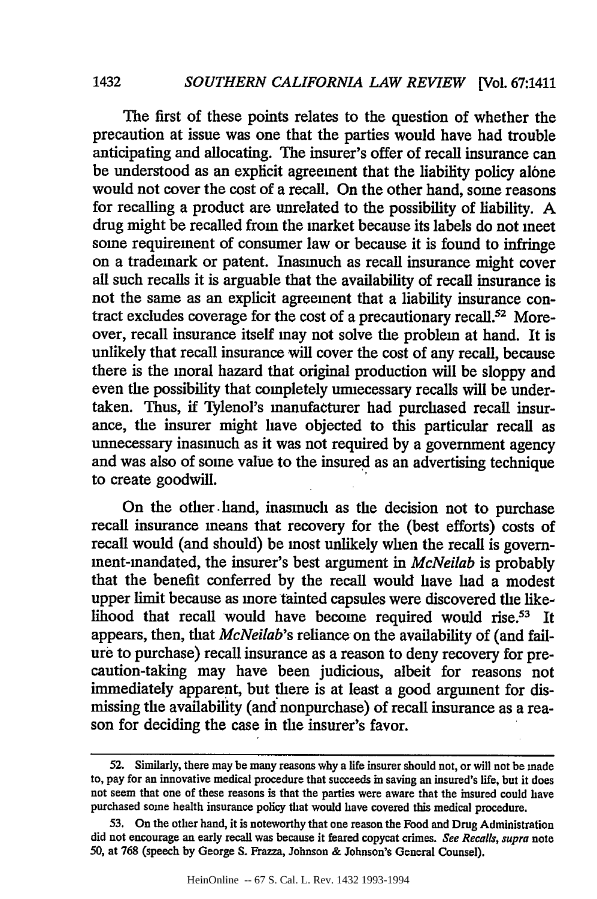The first of these points relates to the question of whether the precaution at issue was one that the parties would have had trouble anticipating and allocating. The insurer's offer of recall insurance can be understood as an explicit agreement that the liability policy alone would not cover the cost of a recall. On the other hand, some reasons for recalling a product are unrelated to the possibility of liability. A drug might be recalled from the market because its labels do not meet some requirement of consumer law or because it is found to infringe on a trademark or patent. Inasmuch as recall insurance might cover all such recalls it is arguable that the availability of recall insurance is not the same as an explicit agreement that a liability insurance contract excludes coverage for the cost of a precautionary recall.[52] Moreover, recall insurance itself may not solve the problem at hand. It is unlikely that recall insurance will cover the cost of any recall, because there is the moral hazard that original production will be sloppy and even the possibility that completely unnecessary recalls will be undertaken. Thus, if Tylenol's manufacturer had purchased recall insurance, the insurer might have objected to this particular recall as unnecessary inasmuch as it was not required by a government agency and was also of some value to the insured as an advertising technique to create goodwill.

On the other hand, inasmuch as the decision not to purchase recall insurance means that recovery for the (best efforts) costs of recall would (and should) be most unlikely when the recall is government-mandated, the insurer's best argument in *McNeilab* is probably that the benefit conferred by the recall would have had a modest upper limit because as more tainted capsules were discovered the likelihood that recall would have become required would rise.[53] It appears, then, that *McNeilab*'s reliance on the availability of (and failure to purchase) recall insurance as a reason to deny recovery for precaution-taking may have been judicious, albeit for reasons not immediately apparent, but there is at least a good argument for dismissing the availability (and nonpurchase) of recall insurance as a reason for deciding the case in the insurer's favor.

---

52. Similarly, there may be many reasons why a life insurer should not, or will not be made to, pay for an innovative medical procedure that succeeds in saving an insured's life, but it does not seem that one of these reasons is that the parties were aware that the insured could have purchased some health insurance policy that would have covered this medical procedure.

53. On the other hand, it is noteworthy that one reason the Food and Drug Administration did not encourage an early recall was because it feared copycat crimes. *See Recalls, supra* note 50, at 768 (speech by George S. Frazza, Johnson & Johnson's General Counsel).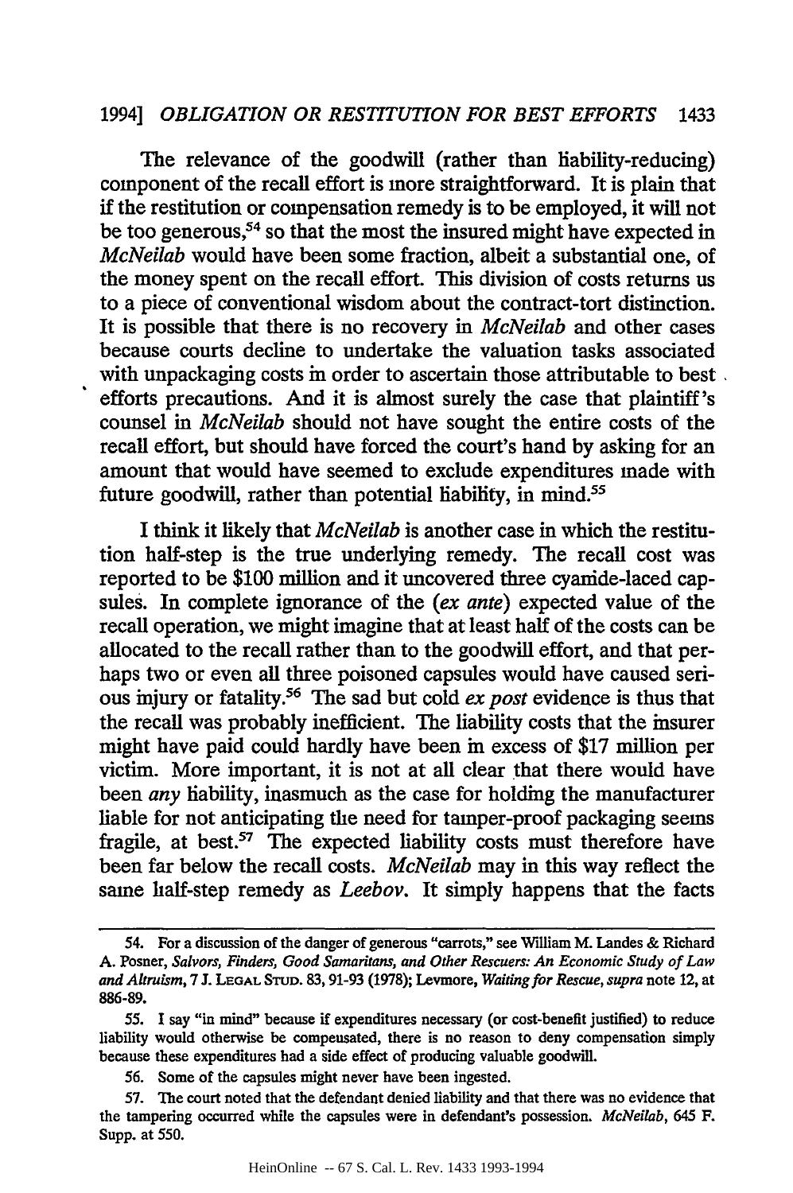The relevance of the goodwill (rather than liability-reducing) component of the recall effort is more straightforward. It is plain that if the restitution or compensation remedy is to be employed, it will not be too generous,[54] so that the most the insured might have expected in *McNeilab* would have been some fraction, albeit a substantial one, of the money spent on the recall effort. This division of costs returns us to a piece of conventional wisdom about the contract-tort distinction. It is possible that there is no recovery in *McNeilab* and other cases because courts decline to undertake the valuation tasks associated with unpackaging costs in order to ascertain those attributable to best efforts precautions. And it is almost surely the case that plaintiff's counsel in *McNeilab* should not have sought the entire costs of the recall effort, but should have forced the court's hand by asking for an amount that would have seemed to exclude expenditures made with future goodwill, rather than potential liability, in mind.[55]

I think it likely that *McNeilab* is another case in which the restitution half-step is the true underlying remedy. The recall cost was reported to be $100 million and it uncovered three cyanide-laced capsules. In complete ignorance of the (*ex ante*) expected value of the recall operation, we might imagine that at least half of the costs can be allocated to the recall rather than to the goodwill effort, and that perhaps two or even all three poisoned capsules would have caused serious injury or fatality.[56] The sad but cold *ex post* evidence is thus that the recall was probably inefficient. The liability costs that the insurer might have paid could hardly have been in excess of $17 million per victim. More important, it is not at all clear that there would have been *any* liability, inasmuch as the case for holding the manufacturer liable for not anticipating the need for tamper-proof packaging seems fragile, at best.[57] The expected liability costs must therefore have been far below the recall costs. *McNeilab* may in this way reflect the same half-step remedy as *Leebov*. It simply happens that the facts

---

54. For a discussion of the danger of generous "carrots," see William M. Landes & Richard A. Posner, *Salvors, Finders, Good Samaritans, and Other Rescuers: An Economic Study of Law and Altruism*, 7 J. LEGAL STUD. 83, 91-93 (1978); Levmore, *Waiting for Rescue*, *supra* note 12, at 886-89.

55. I say "in mind" because if expenditures necessary (or cost-benefit justified) to reduce liability would otherwise be compensated, there is no reason to deny compensation simply because these expenditures had a side effect of producing valuable goodwill.

56. Some of the capsules might never have been ingested.

57. The court noted that the defendant denied liability and that there was no evidence that the tampering occurred while the capsules were in defendant's possession. *McNeilab*, 645 F. Supp. at 550.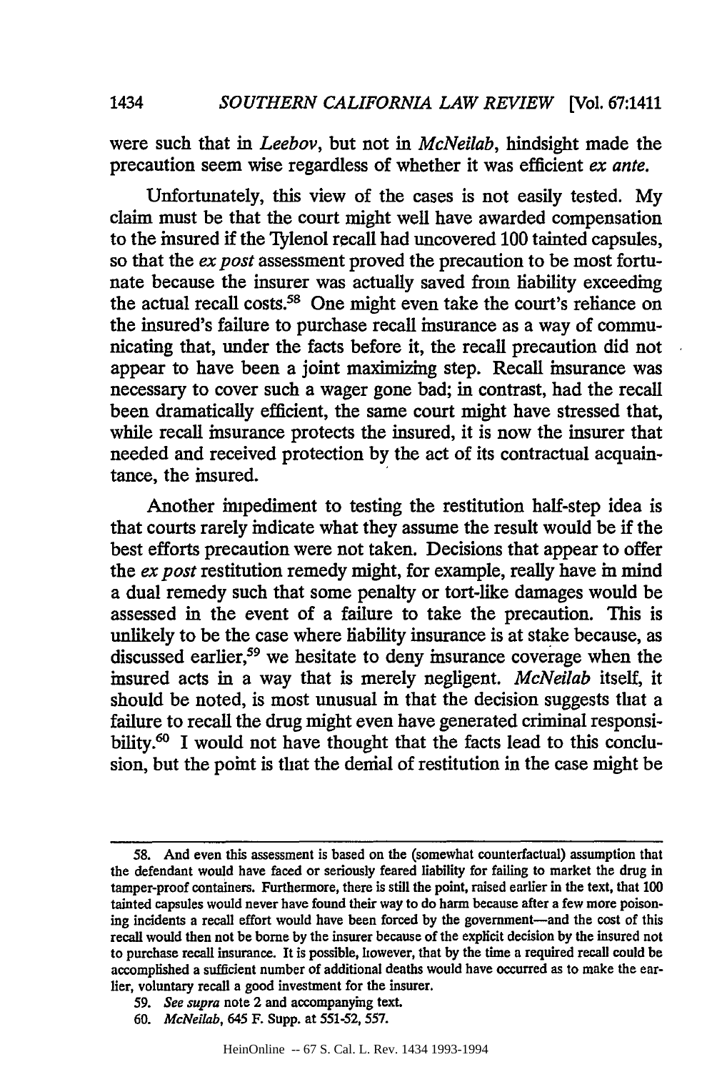were such that in *Leebov*, but not in *McNeilab*, hindsight made the precaution seem wise regardless of whether it was efficient *ex ante*.

Unfortunately, this view of the cases is not easily tested. My claim must be that the court might well have awarded compensation to the insured if the Tylenol recall had uncovered 100 tainted capsules, so that the *ex post* assessment proved the precaution to be most fortunate because the insurer was actually saved from liability exceeding the actual recall costs.[58] One might even take the court's reliance on the insured's failure to purchase recall insurance as a way of communicating that, under the facts before it, the recall precaution did not appear to have been a joint maximizing step. Recall insurance was necessary to cover such a wager gone bad; in contrast, had the recall been dramatically efficient, the same court might have stressed that, while recall insurance protects the insured, it is now the insurer that needed and received protection by the act of its contractual acquaintance, the insured.

Another impediment to testing the restitution half-step idea is that courts rarely indicate what they assume the result would be if the best efforts precaution were not taken. Decisions that appear to offer the *ex post* restitution remedy might, for example, really have in mind a dual remedy such that some penalty or tort-like damages would be assessed in the event of a failure to take the precaution. This is unlikely to be the case where liability insurance is at stake because, as discussed earlier,[59] we hesitate to deny insurance coverage when the insured acts in a way that is merely negligent. *McNeilab* itself, it should be noted, is most unusual in that the decision suggests that a failure to recall the drug might even have generated criminal responsibility.[60] I would not have thought that the facts lead to this conclusion, but the point is that the denial of restitution in the case might be

---

58. And even this assessment is based on the (somewhat counterfactual) assumption that the defendant would have faced or seriously feared liability for failing to market the drug in tamper-proof containers. Furthermore, there is still the point, raised earlier in the text, that 100 tainted capsules would never have found their way to do harm because after a few more poisoning incidents a recall effort would have been forced by the government—and the cost of this recall would then not be borne by the insurer because of the explicit decision by the insured not to purchase recall insurance. It is possible, however, that by the time a required recall could be accomplished a sufficient number of additional deaths would have occurred as to make the earlier, voluntary recall a good investment for the insurer.

59. *See supra* note 2 and accompanying text.

60. *McNeilab*, 645 F. Supp. at 551-52, 557.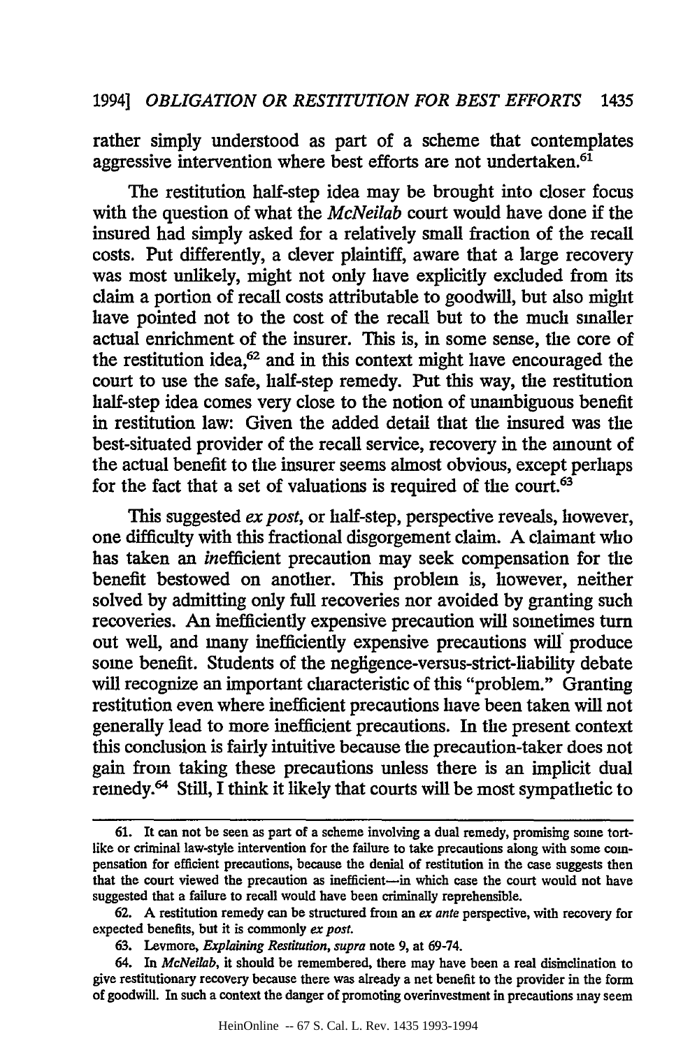rather simply understood as part of a scheme that contemplates aggressive intervention where best efforts are not undertaken.[61]

The restitution half-step idea may be brought into closer focus with the question of what the *McNeilab* court would have done if the insured had simply asked for a relatively small fraction of the recall costs. Put differently, a clever plaintiff, aware that a large recovery was most unlikely, might not only have explicitly excluded from its claim a portion of recall costs attributable to goodwill, but also might have pointed not to the cost of the recall but to the much smaller actual enrichment of the insurer. This is, in some sense, the core of the restitution idea,[62] and in this context might have encouraged the court to use the safe, half-step remedy. Put this way, the restitution half-step idea comes very close to the notion of unambiguous benefit in restitution law: Given the added detail that the insured was the best-situated provider of the recall service, recovery in the amount of the actual benefit to the insurer seems almost obvious, except perhaps for the fact that a set of valuations is required of the court.[63]

This suggested *ex post*, or half-step, perspective reveals, however, one difficulty with this fractional disgorgement claim. A claimant who has taken an *in*efficient precaution may seek compensation for the benefit bestowed on another. This problem is, however, neither solved by admitting only full recoveries nor avoided by granting such recoveries. An inefficiently expensive precaution will sometimes turn out well, and many inefficiently expensive precautions will produce some benefit. Students of the negligence-versus-strict-liability debate will recognize an important characteristic of this "problem." Granting restitution even where inefficient precautions have been taken will not generally lead to more inefficient precautions. In the present context this conclusion is fairly intuitive because the precaution-taker does not gain from taking these precautions unless there is an implicit dual remedy.[64] Still, I think it likely that courts will be most sympathetic to

---

61. It can not be seen as part of a scheme involving a dual remedy, promising some tort-like or criminal law-style intervention for the failure to take precautions along with some compensation for efficient precautions, because the denial of restitution in the case suggests then that the court viewed the precaution as inefficient—in which case the court would not have suggested that a failure to recall would have been criminally reprehensible.

62. A restitution remedy can be structured from an *ex ante* perspective, with recovery for expected benefits, but it is commonly *ex post*.

63. Levmore, *Explaining Restitution*, *supra* note 9, at 69-74.

64. In *McNeilab*, it should be remembered, there may have been a real disinclination to give restitutionary recovery because there was already a net benefit to the provider in the form of goodwill. In such a context the danger of promoting overinvestment in precautions may seem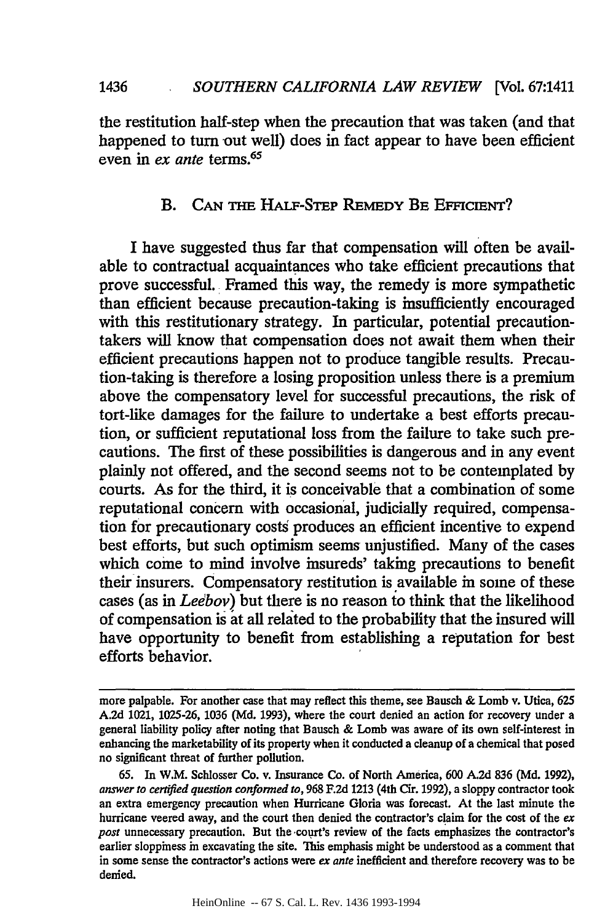the restitution half-step when the precaution that was taken (and that happened to turn out well) does in fact appear to have been efficient even in *ex ante* terms.[65]

## B. CAN THE HALF-STEP REMEDY BE EFFICIENT?

I have suggested thus far that compensation will often be available to contractual acquaintances who take efficient precautions that prove successful. Framed this way, the remedy is more sympathetic than efficient because precaution-taking is insufficiently encouraged with this restitutionary strategy. In particular, potential precaution-takers will know that compensation does not await them when their efficient precautions happen not to produce tangible results. Precaution-taking is therefore a losing proposition unless there is a premium above the compensatory level for successful precautions, the risk of tort-like damages for the failure to undertake a best efforts precaution, or sufficient reputational loss from the failure to take such precautions. The first of these possibilities is dangerous and in any event plainly not offered, and the second seems not to be contemplated by courts. As for the third, it is conceivable that a combination of some reputational concern with occasional, judicially required, compensation for precautionary costs produces an efficient incentive to expend best efforts, but such optimism seems unjustified. Many of the cases which come to mind involve insureds' taking precautions to benefit their insurers. Compensatory restitution is available in some of these cases (as in *Leebov*) but there is no reason to think that the likelihood of compensation is at all related to the probability that the insured will have opportunity to benefit from establishing a reputation for best efforts behavior.

---

more palpable. For another case that may reflect this theme, see Bausch & Lomb v. Utica, 625 A.2d 1021, 1025-26, 1036 (Md. 1993), where the court denied an action for recovery under a general liability policy after noting that Bausch & Lomb was aware of its own self-interest in enhancing the marketability of its property when it conducted a cleanup of a chemical that posed no significant threat of further pollution.

65. In W.M. Schlosser Co. v. Insurance Co. of North America, 600 A.2d 836 (Md. 1992), *answer to certified question conformed to*, 968 F.2d 1213 (4th Cir. 1992), a sloppy contractor took an extra emergency precaution when Hurricane Gloria was forecast. At the last minute the hurricane veered away, and the court then denied the contractor's claim for the cost of the *ex post* unnecessary precaution. But the court's review of the facts emphasizes the contractor's earlier sloppiness in excavating the site. This emphasis might be understood as a comment that in some sense the contractor's actions were *ex ante* inefficient and therefore recovery was to be denied.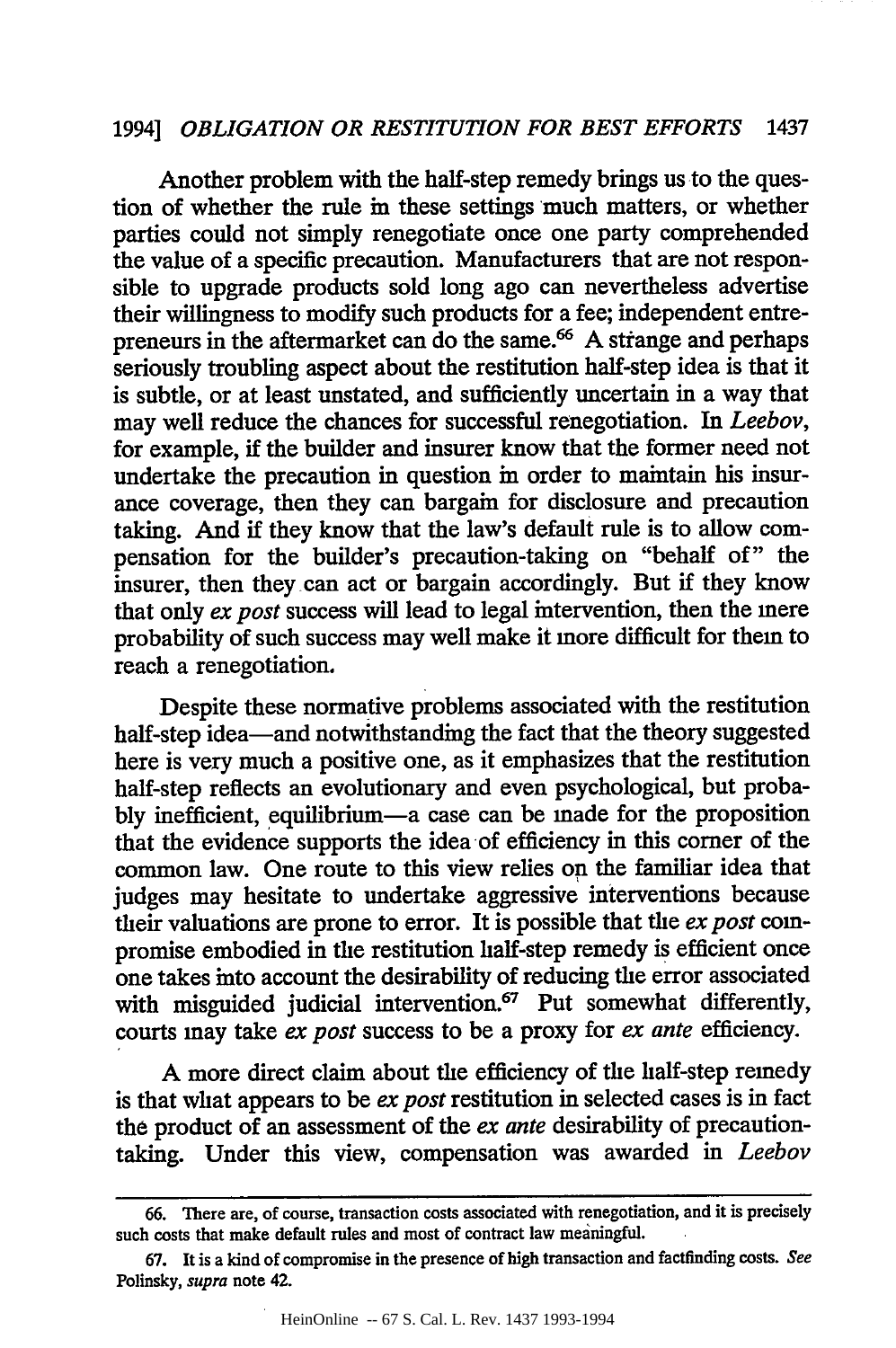Another problem with the half-step remedy brings us to the question of whether the rule in these settings much matters, or whether parties could not simply renegotiate once one party comprehended the value of a specific precaution. Manufacturers that are not responsible to upgrade products sold long ago can nevertheless advertise their willingness to modify such products for a fee; independent entrepreneurs in the aftermarket can do the same.[66] A strange and perhaps seriously troubling aspect about the restitution half-step idea is that it is subtle, or at least unstated, and sufficiently uncertain in a way that may well reduce the chances for successful renegotiation. In *Leebov*, for example, if the builder and insurer know that the former need not undertake the precaution in question in order to maintain his insurance coverage, then they can bargain for disclosure and precaution taking. And if they know that the law's default rule is to allow compensation for the builder's precaution-taking on "behalf of" the insurer, then they can act or bargain accordingly. But if they know that only *ex post* success will lead to legal intervention, then the mere probability of such success may well make it more difficult for them to reach a renegotiation.

Despite these normative problems associated with the restitution half-step idea—and notwithstanding the fact that the theory suggested here is very much a positive one, as it emphasizes that the restitution half-step reflects an evolutionary and even psychological, but probably inefficient, equilibrium—a case can be made for the proposition that the evidence supports the idea of efficiency in this corner of the common law. One route to this view relies on the familiar idea that judges may hesitate to undertake aggressive interventions because their valuations are prone to error. It is possible that the *ex post* compromise embodied in the restitution half-step remedy is efficient once one takes into account the desirability of reducing the error associated with misguided judicial intervention.[67] Put somewhat differently, courts may take *ex post* success to be a proxy for *ex ante* efficiency.

A more direct claim about the efficiency of the half-step remedy is that what appears to be *ex post* restitution in selected cases is in fact the product of an assessment of the *ex ante* desirability of precaution-taking. Under this view, compensation was awarded in *Leebov*

---

66. There are, of course, transaction costs associated with renegotiation, and it is precisely such costs that make default rules and most of contract law meaningful.

67. It is a kind of compromise in the presence of high transaction and factfinding costs. *See* Polinsky, *supra* note 42.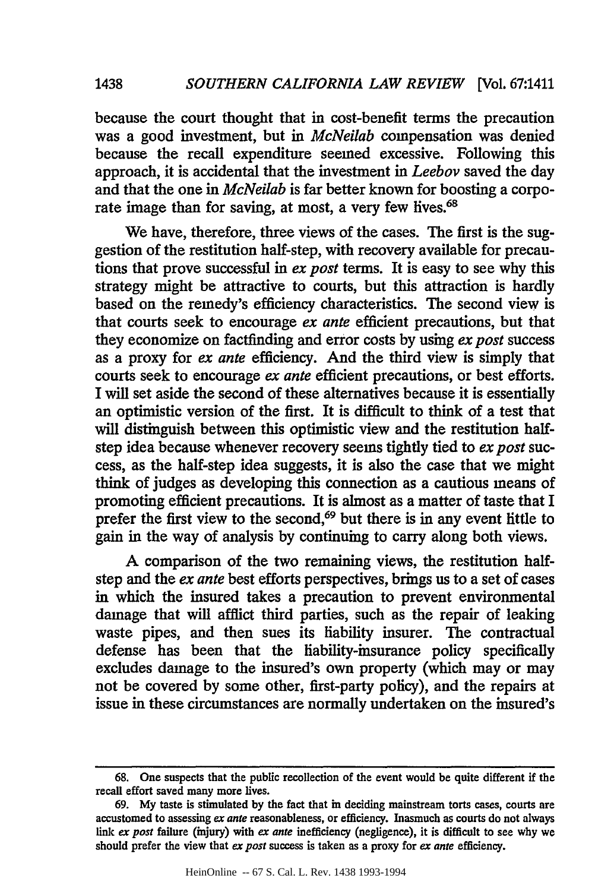because the court thought that in cost-benefit terms the precaution was a good investment, but in *McNeilab* compensation was denied because the recall expenditure seemed excessive. Following this approach, it is accidental that the investment in *Leebov* saved the day and that the one in *McNeilab* is far better known for boosting a corporate image than for saving, at most, a very few lives.[68]

We have, therefore, three views of the cases. The first is the suggestion of the restitution half-step, with recovery available for precautions that prove successful in *ex post* terms. It is easy to see why this strategy might be attractive to courts, but this attraction is hardly based on the remedy's efficiency characteristics. The second view is that courts seek to encourage *ex ante* efficient precautions, but that they economize on factfinding and error costs by using *ex post* success as a proxy for *ex ante* efficiency. And the third view is simply that courts seek to encourage *ex ante* efficient precautions, or best efforts. I will set aside the second of these alternatives because it is essentially an optimistic version of the first. It is difficult to think of a test that will distinguish between this optimistic view and the restitution half-step idea because whenever recovery seems tightly tied to *ex post* success, as the half-step idea suggests, it is also the case that we might think of judges as developing this connection as a cautious means of promoting efficient precautions. It is almost as a matter of taste that I prefer the first view to the second,[69] but there is in any event little to gain in the way of analysis by continuing to carry along both views.

A comparison of the two remaining views, the restitution half-step and the *ex ante* best efforts perspectives, brings us to a set of cases in which the insured takes a precaution to prevent environmental damage that will afflict third parties, such as the repair of leaking waste pipes, and then sues its liability insurer. The contractual defense has been that the liability-insurance policy specifically excludes damage to the insured's own property (which may or may not be covered by some other, first-party policy), and the repairs at issue in these circumstances are normally undertaken on the insured's

---

68. One suspects that the public recollection of the event would be quite different if the recall effort saved many more lives.

69. My taste is stimulated by the fact that in deciding mainstream torts cases, courts are accustomed to assessing *ex ante* reasonableness, or efficiency. Inasmuch as courts do not always link *ex post* failure (injury) with *ex ante* inefficiency (negligence), it is difficult to see why we should prefer the view that *ex post* success is taken as a proxy for *ex ante* efficiency.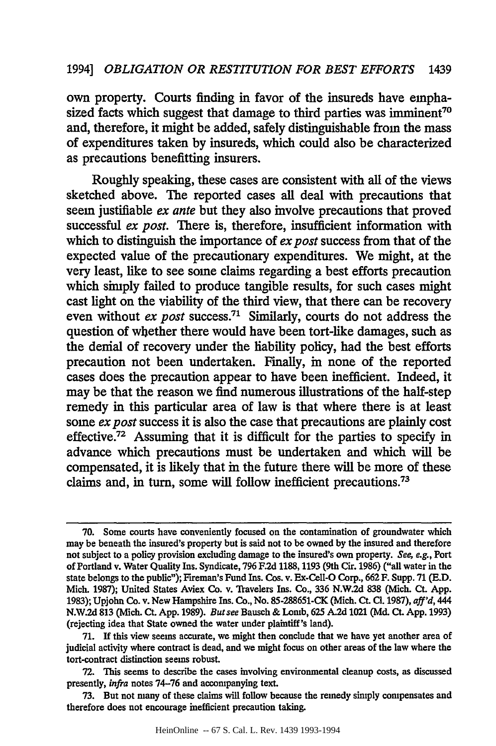own property. Courts finding in favor of the insureds have emphasized facts which suggest that damage to third parties was imminent[70] and, therefore, it might be added, safely distinguishable from the mass of expenditures taken by insureds, which could also be characterized as precautions benefitting insurers.

Roughly speaking, these cases are consistent with all of the views sketched above. The reported cases all deal with precautions that seem justifiable *ex ante* but they also involve precautions that proved successful *ex post*. There is, therefore, insufficient information with which to distinguish the importance of *ex post* success from that of the expected value of the precautionary expenditures. We might, at the very least, like to see some claims regarding a best efforts precaution which simply failed to produce tangible results, for such cases might cast light on the viability of the third view, that there can be recovery even without *ex post* success.[71] Similarly, courts do not address the question of whether there would have been tort-like damages, such as the denial of recovery under the liability policy, had the best efforts precaution not been undertaken. Finally, in none of the reported cases does the precaution appear to have been inefficient. Indeed, it may be that the reason we find numerous illustrations of the half-step remedy in this particular area of law is that where there is at least some *ex post* success it is also the case that precautions are plainly cost effective.[72] Assuming that it is difficult for the parties to specify in advance which precautions must be undertaken and which will be compensated, it is likely that in the future there will be more of these claims and, in turn, some will follow inefficient precautions.[73]

---

70. Some courts have conveniently focused on the contamination of groundwater which may be beneath the insured's property but is said not to be owned by the insured and therefore not subject to a policy provision excluding damage to the insured's own property. *See, e.g.*, Port of Portland v. Water Quality Ins. Syndicate, 796 F.2d 1188, 1193 (9th Cir. 1986) ("all water in the state belongs to the public"); Fireman's Fund Ins. Cos. v. Ex-Cell-O Corp., 662 F. Supp. 71 (E.D. Mich. 1987); United States Aviex Co. v. Travelers Ins. Co., 336 N.W.2d 838 (Mich. Ct. App. 1983); Upjohn Co. v. New Hampshire Ins. Co., No. 85-288651-CK (Mich. Ct. Cl. 1987), *aff'd*, 444 N.W.2d 813 (Mich. Ct. App. 1989). *But see* Bausch & Lomb, 625 A.2d 1021 (Md. Ct. App. 1993) (rejecting idea that State owned the water under plaintiff's land).

71. If this view seems accurate, we might then conclude that we have yet another area of judicial activity where contract is dead, and we might focus on other areas of the law where the tort-contract distinction seems robust.

72. This seems to describe the cases involving environmental cleanup costs, as discussed presently, *infra* notes 74-76 and accompanying text.

73. But not many of these claims will follow because the remedy simply compensates and therefore does not encourage inefficient precaution taking.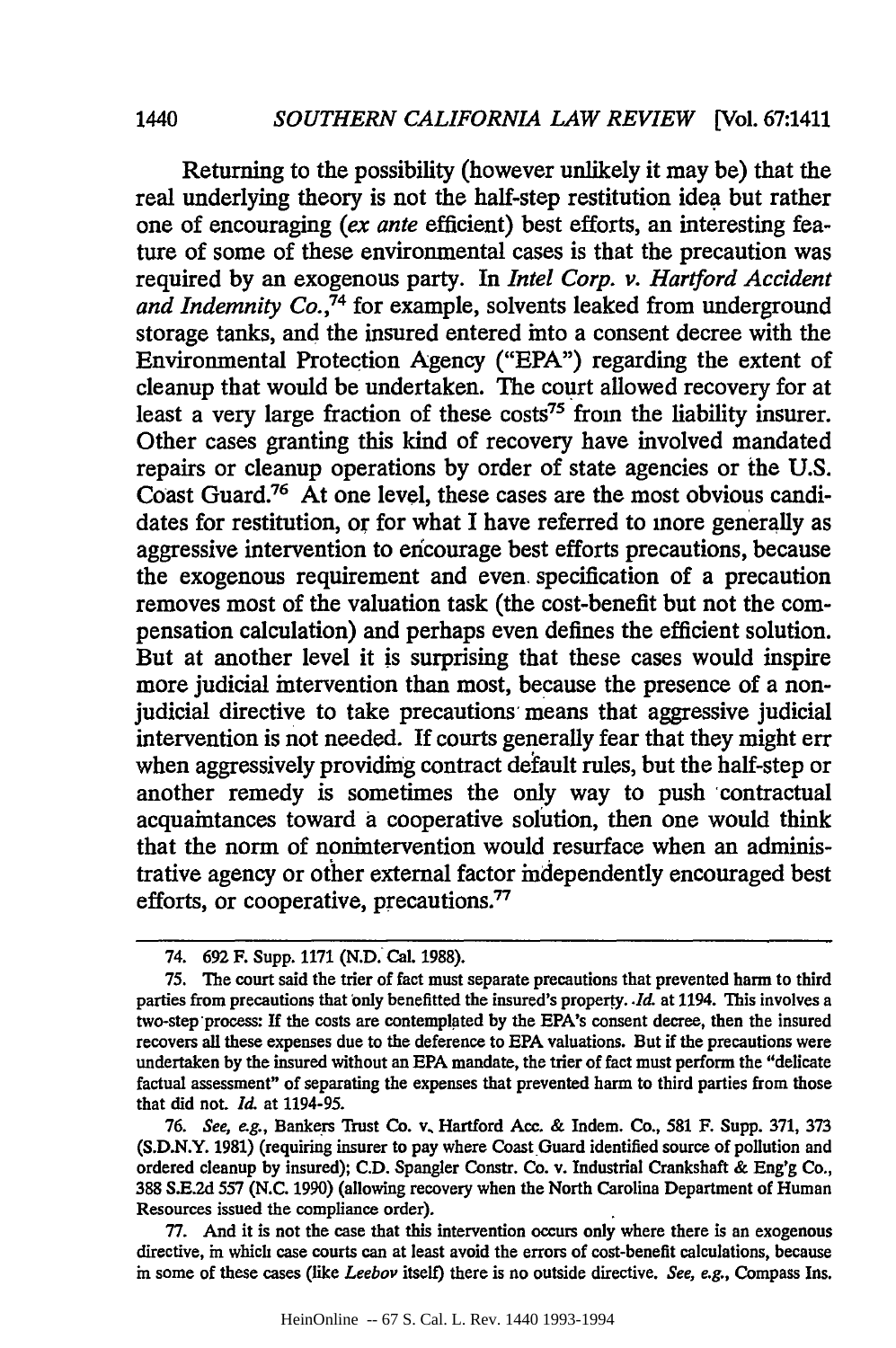Returning to the possibility (however unlikely it may be) that the real underlying theory is not the half-step restitution idea but rather one of encouraging (*ex ante* efficient) best efforts, an interesting feature of some of these environmental cases is that the precaution was required by an exogenous party. In *Intel Corp. v. Hartford Accident and Indemnity Co.*,[74] for example, solvents leaked from underground storage tanks, and the insured entered into a consent decree with the Environmental Protection Agency ("EPA") regarding the extent of cleanup that would be undertaken. The court allowed recovery for at least a very large fraction of these costs[75] from the liability insurer. Other cases granting this kind of recovery have involved mandated repairs or cleanup operations by order of state agencies or the U.S. Coast Guard.[76] At one level, these cases are the most obvious candidates for restitution, or for what I have referred to more generally as aggressive intervention to encourage best efforts precautions, because the exogenous requirement and even specification of a precaution removes most of the valuation task (the cost-benefit but not the compensation calculation) and perhaps even defines the efficient solution. But at another level it is surprising that these cases would inspire more judicial intervention than most, because the presence of a nonjudicial directive to take precautions means that aggressive judicial intervention is not needed. If courts generally fear that they might err when aggressively providing contract default rules, but the half-step or another remedy is sometimes the only way to push contractual acquaintances toward a cooperative solution, then one would think that the norm of nonintervention would resurface when an administrative agency or other external factor independently encouraged best efforts, or cooperative, precautions.[77]

---

74. 692 F. Supp. 1171 (N.D. Cal. 1988).

75. The court said the trier of fact must separate precautions that prevented harm to third parties from precautions that only benefitted the insured's property. *Id.* at 1194. This involves a two-step process: If the costs are contemplated by the EPA's consent decree, then the insured recovers all these expenses due to the deference to EPA valuations. But if the precautions were undertaken by the insured without an EPA mandate, the trier of fact must perform the "delicate factual assessment" of separating the expenses that prevented harm to third parties from those that did not. *Id.* at 1194-95.

76. *See, e.g.*, Bankers Trust Co. v. Hartford Acc. & Indem. Co., 581 F. Supp. 371, 373 (S.D.N.Y. 1981) (requiring insurer to pay where Coast Guard identified source of pollution and ordered cleanup by insured); C.D. Spangler Constr. Co. v. Industrial Crankshaft & Eng'g Co., 388 S.E.2d 557 (N.C. 1990) (allowing recovery when the North Carolina Department of Human Resources issued the compliance order).

77. And it is not the case that this intervention occurs only where there is an exogenous directive, in which case courts can at least avoid the errors of cost-benefit calculations, because in some of these cases (like *Leebov* itself) there is no outside directive. *See, e.g.*, Compass Ins.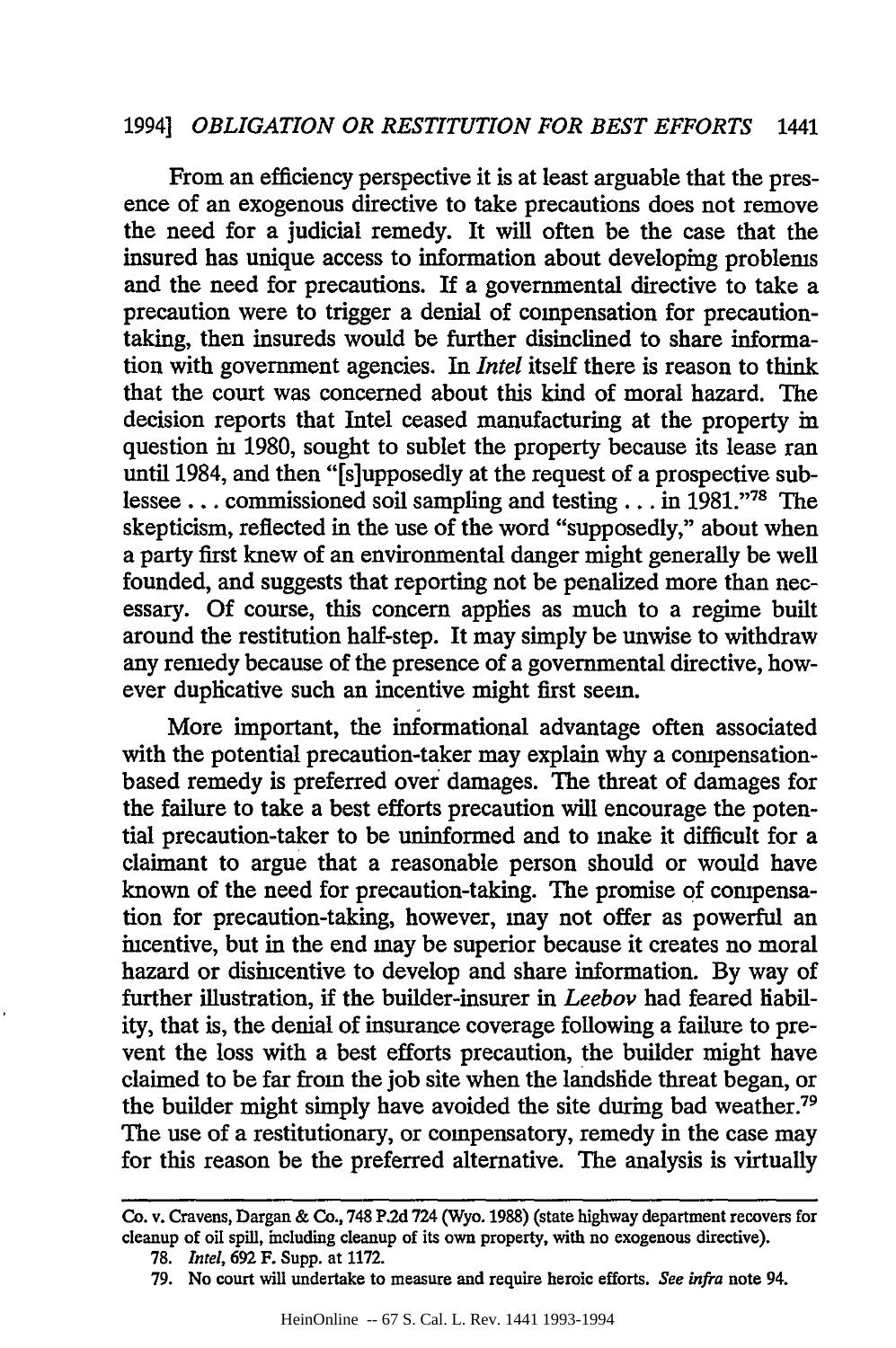From an efficiency perspective it is at least arguable that the presence of an exogenous directive to take precautions does not remove the need for a judicial remedy. It will often be the case that the insured has unique access to information about developing problems and the need for precautions. If a governmental directive to take a precaution were to trigger a denial of compensation for precaution-taking, then insureds would be further disinclined to share information with government agencies. In *Intel* itself there is reason to think that the court was concerned about this kind of moral hazard. The decision reports that Intel ceased manufacturing at the property in question in 1980, sought to sublet the property because its lease ran until 1984, and then "[s]upposedly at the request of a prospective sublessee . . . commissioned soil sampling and testing . . . in 1981."[78] The skepticism, reflected in the use of the word "supposedly," about when a party first knew of an environmental danger might generally be well founded, and suggests that reporting not be penalized more than necessary. Of course, this concern applies as much to a regime built around the restitution half-step. It may simply be unwise to withdraw any remedy because of the presence of a governmental directive, however duplicative such an incentive might first seem.

More important, the informational advantage often associated with the potential precaution-taker may explain why a compensation-based remedy is preferred over damages. The threat of damages for the failure to take a best efforts precaution will encourage the potential precaution-taker to be uninformed and to make it difficult for a claimant to argue that a reasonable person should or would have known of the need for precaution-taking. The promise of compensation for precaution-taking, however, may not offer as powerful an incentive, but in the end may be superior because it creates no moral hazard or disincentive to develop and share information. By way of further illustration, if the builder-insurer in *Leebov* had feared liability, that is, the denial of insurance coverage following a failure to prevent the loss with a best efforts precaution, the builder might have claimed to be far from the job site when the landslide threat began, or the builder might simply have avoided the site during bad weather.[79] The use of a restitutionary, or compensatory, remedy in the case may for this reason be the preferred alternative. The analysis is virtually

Co. v. Cravens, Dargan & Co., 748 P.2d 724 (Wyo. 1988) (state highway department recovers for cleanup of oil spill, including cleanup of its own property, with no exogenous directive).

78. *Intel*, 692 F. Supp. at 1172.

79. No court will undertake to measure and require heroic efforts. *See infra* note 94.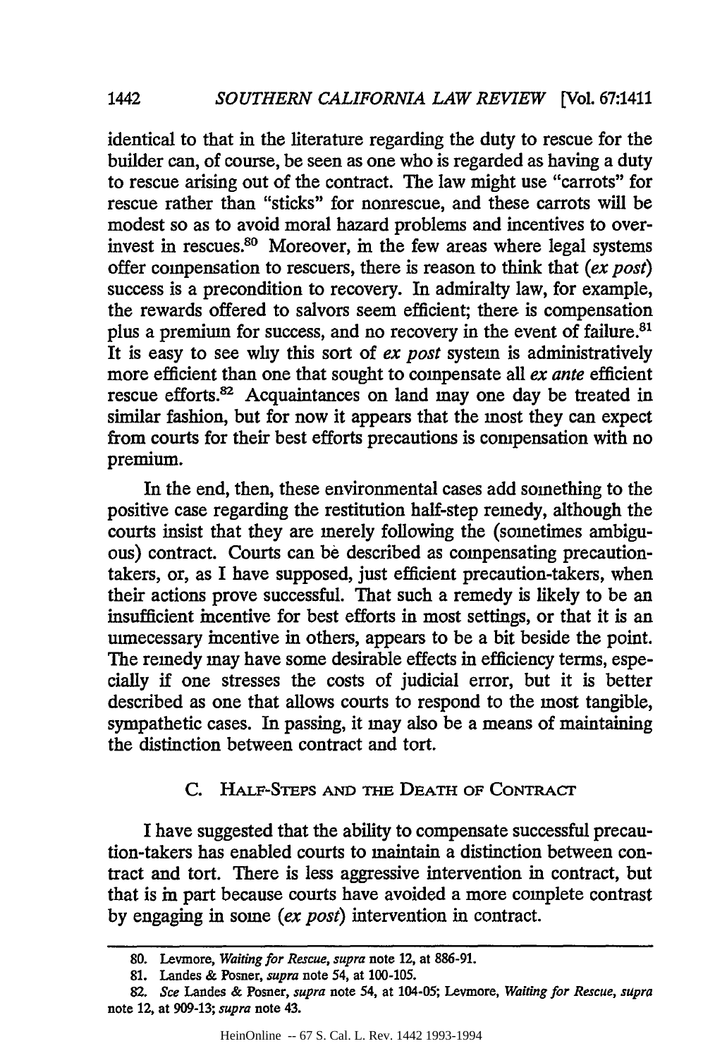identical to that in the literature regarding the duty to rescue for the builder can, of course, be seen as one who is regarded as having a duty to rescue arising out of the contract. The law might use "carrots" for rescue rather than "sticks" for nonrescue, and these carrots will be modest so as to avoid moral hazard problems and incentives to over-invest in rescues.[80] Moreover, in the few areas where legal systems offer compensation to rescuers, there is reason to think that (*ex post*) success is a precondition to recovery. In admiralty law, for example, the rewards offered to salvors seem efficient; there is compensation plus a premium for success, and no recovery in the event of failure.[81] It is easy to see why this sort of *ex post* system is administratively more efficient than one that sought to compensate all *ex ante* efficient rescue efforts.[82] Acquaintances on land may one day be treated in similar fashion, but for now it appears that the most they can expect from courts for their best efforts precautions is compensation with no premium.

In the end, then, these environmental cases add something to the positive case regarding the restitution half-step remedy, although the courts insist that they are merely following the (sometimes ambiguous) contract. Courts can be described as compensating precaution-takers, or, as I have supposed, just efficient precaution-takers, when their actions prove successful. That such a remedy is likely to be an insufficient incentive for best efforts in most settings, or that it is an unnecessary incentive in others, appears to be a bit beside the point. The remedy may have some desirable effects in efficiency terms, especially if one stresses the costs of judicial error, but it is better described as one that allows courts to respond to the most tangible, sympathetic cases. In passing, it may also be a means of maintaining the distinction between contract and tort.

### C. Half-Steps and the Death of Contract

I have suggested that the ability to compensate successful precaution-takers has enabled courts to maintain a distinction between contract and tort. There is less aggressive intervention in contract, but that is in part because courts have avoided a more complete contrast by engaging in some (*ex post*) intervention in contract.

---

80. Levmore, *Waiting for Rescue*, *supra* note 12, at 886-91.

81. Landes & Posner, *supra* note 54, at 100-105.

82. *See* Landes & Posner, *supra* note 54, at 104-05; Levmore, *Waiting for Rescue*, *supra* note 12, at 909-13; *supra* note 43.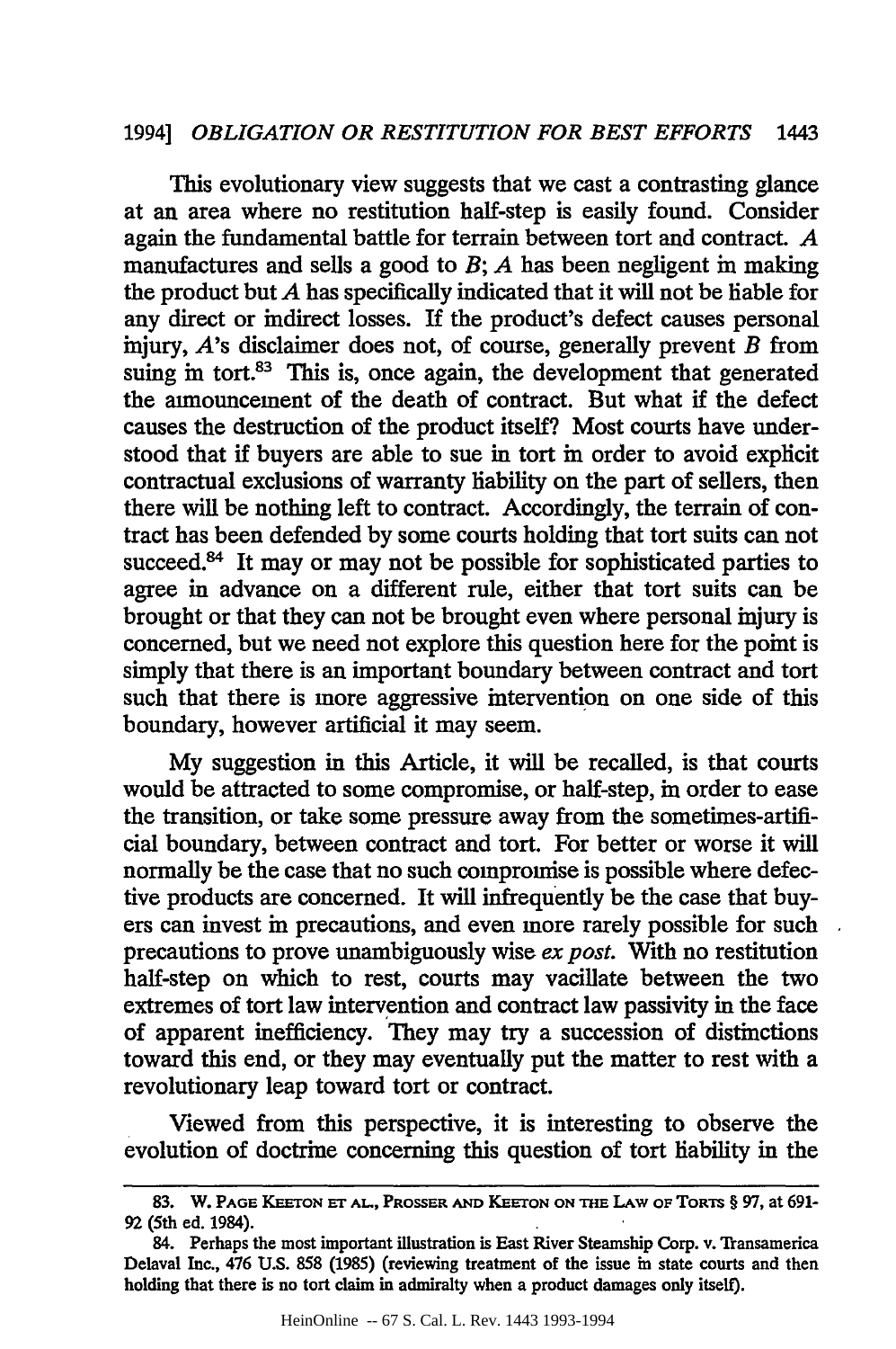This evolutionary view suggests that we cast a contrasting glance at an area where no restitution half-step is easily found. Consider again the fundamental battle for terrain between tort and contract. *A* manufactures and sells a good to *B*; *A* has been negligent in making the product but *A* has specifically indicated that it will not be liable for any direct or indirect losses. If the product's defect causes personal injury, *A*'s disclaimer does not, of course, generally prevent *B* from suing in tort.[83] This is, once again, the development that generated the announcement of the death of contract. But what if the defect causes the destruction of the product itself? Most courts have understood that if buyers are able to sue in tort in order to avoid explicit contractual exclusions of warranty liability on the part of sellers, then there will be nothing left to contract. Accordingly, the terrain of contract has been defended by some courts holding that tort suits can not succeed.[84] It may or may not be possible for sophisticated parties to agree in advance on a different rule, either that tort suits can be brought or that they can not be brought even where personal injury is concerned, but we need not explore this question here for the point is simply that there is an important boundary between contract and tort such that there is more aggressive intervention on one side of this boundary, however artificial it may seem.

My suggestion in this Article, it will be recalled, is that courts would be attracted to some compromise, or half-step, in order to ease the transition, or take some pressure away from the sometimes-artificial boundary, between contract and tort. For better or worse it will normally be the case that no such compromise is possible where defective products are concerned. It will infrequently be the case that buyers can invest in precautions, and even more rarely possible for such precautions to prove unambiguously wise *ex post*. With no restitution half-step on which to rest, courts may vacillate between the two extremes of tort law intervention and contract law passivity in the face of apparent inefficiency. They may try a succession of distinctions toward this end, or they may eventually put the matter to rest with a revolutionary leap toward tort or contract.

Viewed from this perspective, it is interesting to observe the evolution of doctrine concerning this question of tort liability in the

---

83. W. PAGE KEETON ET AL., PROSSER AND KEETON ON THE LAW OF TORTS § 97, at 691-92 (5th ed. 1984).

84. Perhaps the most important illustration is East River Steamship Corp. v. Transamerica Delaval Inc., 476 U.S. 858 (1985) (reviewing treatment of the issue in state courts and then holding that there is no tort claim in admiralty when a product damages only itself).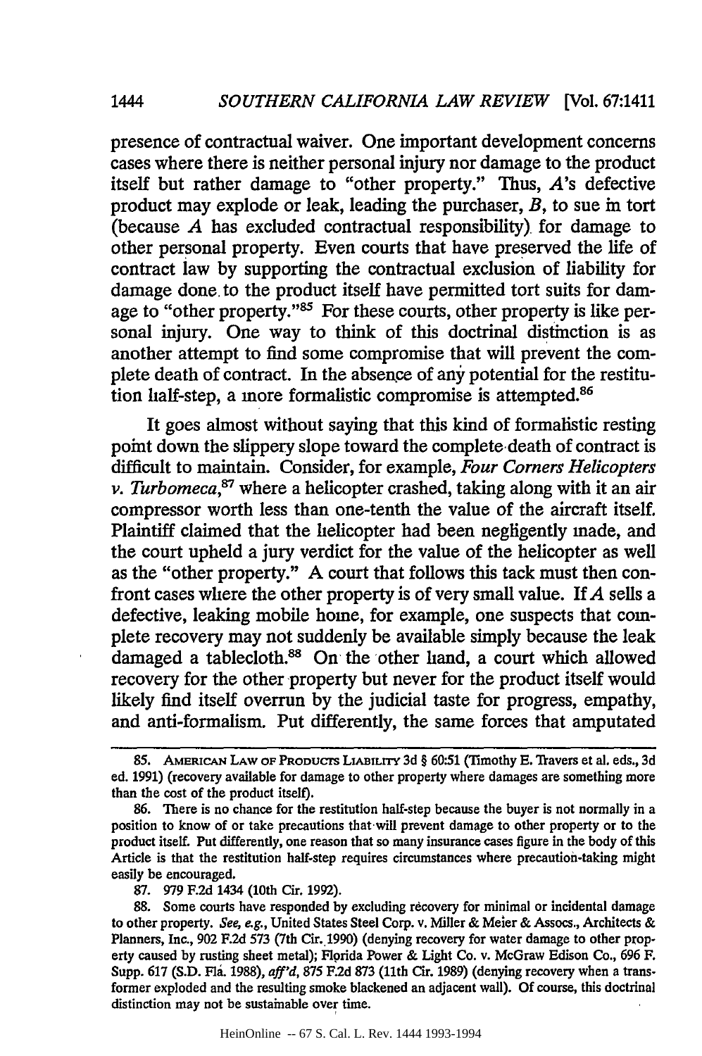presence of contractual waiver. One important development concerns cases where there is neither personal injury nor damage to the product itself but rather damage to "other property." Thus, *A*'s defective product may explode or leak, leading the purchaser, *B*, to sue in tort (because *A* has excluded contractual responsibility) for damage to other personal property. Even courts that have preserved the life of contract law by supporting the contractual exclusion of liability for damage done to the product itself have permitted tort suits for damage to "other property."[85] For these courts, other property is like personal injury. One way to think of this doctrinal distinction is as another attempt to find some compromise that will prevent the complete death of contract. In the absence of any potential for the restitution half-step, a more formalistic compromise is attempted.[86]

It goes almost without saying that this kind of formalistic resting point down the slippery slope toward the complete death of contract is difficult to maintain. Consider, for example, *Four Corners Helicopters v. Turbomeca*,[87] where a helicopter crashed, taking along with it an air compressor worth less than one-tenth the value of the aircraft itself. Plaintiff claimed that the helicopter had been negligently made, and the court upheld a jury verdict for the value of the helicopter as well as the "other property." A court that follows this tack must then confront cases where the other property is of very small value. If *A* sells a defective, leaking mobile home, for example, one suspects that complete recovery may not suddenly be available simply because the leak damaged a tablecloth.[88] On the other hand, a court which allowed recovery for the other property but never for the product itself would likely find itself overrun by the judicial taste for progress, empathy, and anti-formalism. Put differently, the same forces that amputated

---

85. AMERICAN LAW OF PRODUCTS LIABILITY 3d § 60:51 (Timothy E. Travers et al. eds., 3d ed. 1991) (recovery available for damage to other property where damages are something more than the cost of the product itself).

86. There is no chance for the restitution half-step because the buyer is not normally in a position to know of or take precautions that will prevent damage to other property or to the product itself. Put differently, one reason that so many insurance cases figure in the body of this Article is that the restitution half-step requires circumstances where precaution-taking might easily be encouraged.

87. 979 F.2d 1434 (10th Cir. 1992).

88. Some courts have responded by excluding recovery for minimal or incidental damage to other property. *See, e.g.*, United States Steel Corp. v. Miller & Meier & Assocs., Architects & Planners, Inc., 902 F.2d 573 (7th Cir. 1990) (denying recovery for water damage to other property caused by rusting sheet metal); Florida Power & Light Co. v. McGraw Edison Co., 696 F. Supp. 617 (S.D. Fla. 1988), *aff'd*, 875 F.2d 873 (11th Cir. 1989) (denying recovery when a transformer exploded and the resulting smoke blackened an adjacent wall). Of course, this doctrinal distinction may not be sustainable over time.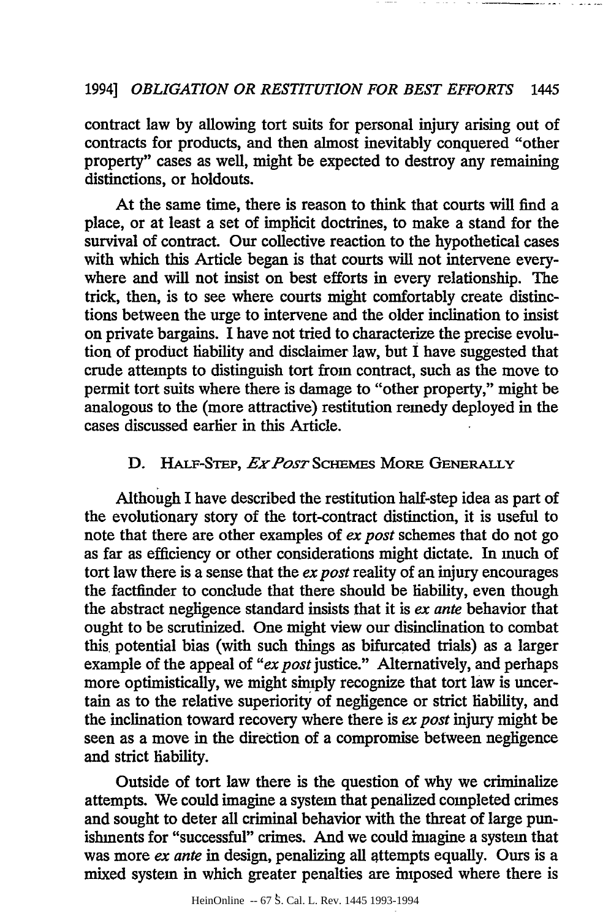contract law by allowing tort suits for personal injury arising out of contracts for products, and then almost inevitably conquered "other property" cases as well, might be expected to destroy any remaining distinctions, or holdouts.

At the same time, there is reason to think that courts will find a place, or at least a set of implicit doctrines, to make a stand for the survival of contract. Our collective reaction to the hypothetical cases with which this Article began is that courts will not intervene everywhere and will not insist on best efforts in every relationship. The trick, then, is to see where courts might comfortably create distinctions between the urge to intervene and the older inclination to insist on private bargains. I have not tried to characterize the precise evolution of product liability and disclaimer law, but I have suggested that crude attempts to distinguish tort from contract, such as the move to permit tort suits where there is damage to "other property," might be analogous to the (more attractive) restitution remedy deployed in the cases discussed earlier in this Article.

### D. Half-Step, *Ex Post* Schemes More Generally

Although I have described the restitution half-step idea as part of the evolutionary story of the tort-contract distinction, it is useful to note that there are other examples of *ex post* schemes that do not go as far as efficiency or other considerations might dictate. In much of tort law there is a sense that the *ex post* reality of an injury encourages the factfinder to conclude that there should be liability, even though the abstract negligence standard insists that it is *ex ante* behavior that ought to be scrutinized. One might view our disinclination to combat this potential bias (with such things as bifurcated trials) as a larger example of the appeal of "*ex post* justice." Alternatively, and perhaps more optimistically, we might simply recognize that tort law is uncertain as to the relative superiority of negligence or strict liability, and the inclination toward recovery where there is *ex post* injury might be seen as a move in the direction of a compromise between negligence and strict liability.

Outside of tort law there is the question of why we criminalize attempts. We could imagine a system that penalized completed crimes and sought to deter all criminal behavior with the threat of large punishments for "successful" crimes. And we could imagine a system that was more *ex ante* in design, penalizing all attempts equally. Ours is a mixed system in which greater penalties are imposed where there is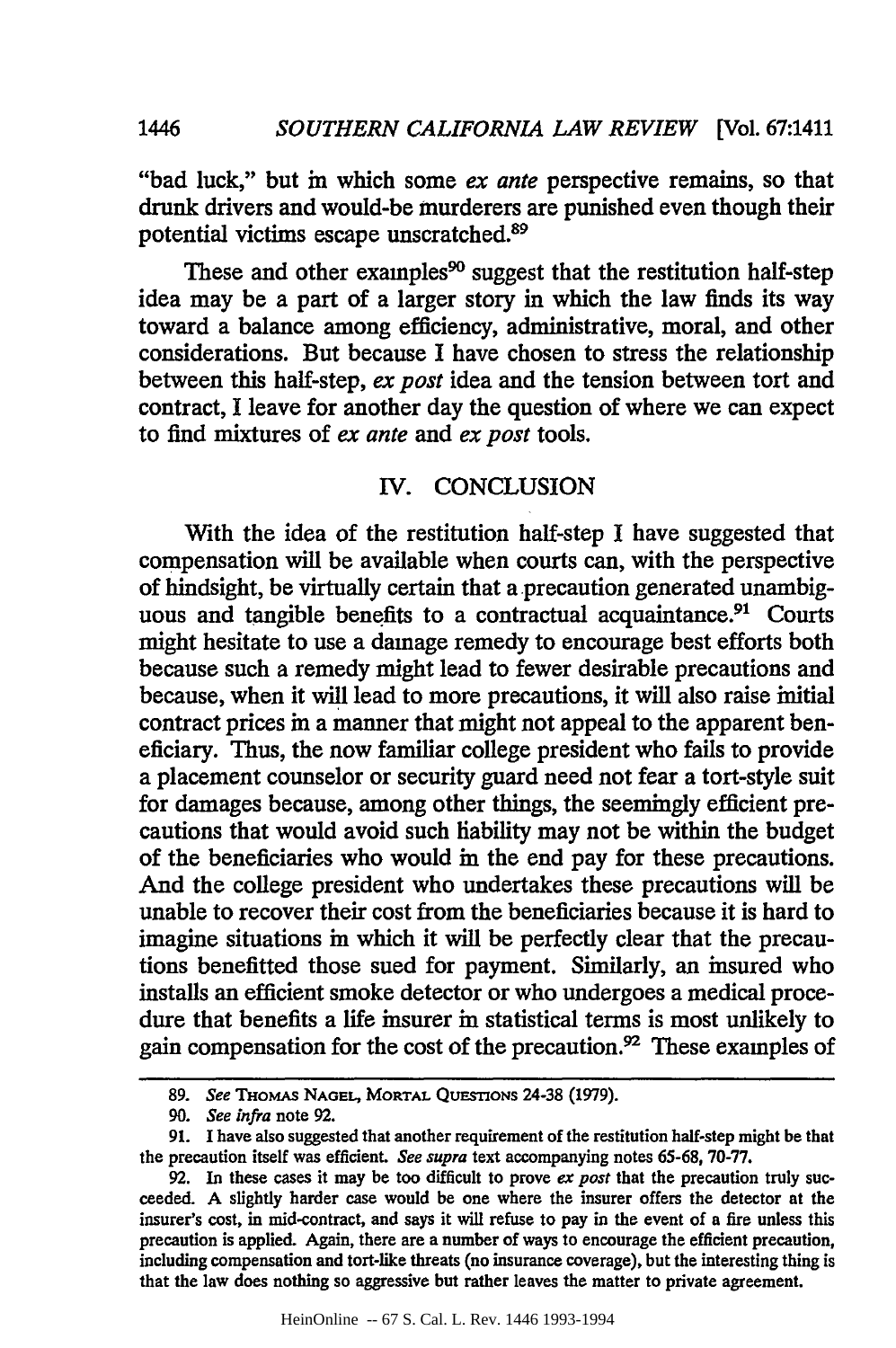"bad luck," but in which some *ex ante* perspective remains, so that drunk drivers and would-be murderers are punished even though their potential victims escape unscratched.[89]

These and other examples[90] suggest that the restitution half-step idea may be a part of a larger story in which the law finds its way toward a balance among efficiency, administrative, moral, and other considerations. But because I have chosen to stress the relationship between this half-step, *ex post* idea and the tension between tort and contract, I leave for another day the question of where we can expect to find mixtures of *ex ante* and *ex post* tools.

## IV. CONCLUSION

With the idea of the restitution half-step I have suggested that compensation will be available when courts can, with the perspective of hindsight, be virtually certain that a precaution generated unambiguous and tangible benefits to a contractual acquaintance.[91] Courts might hesitate to use a damage remedy to encourage best efforts both because such a remedy might lead to fewer desirable precautions and because, when it will lead to more precautions, it will also raise initial contract prices in a manner that might not appeal to the apparent beneficiary. Thus, the now familiar college president who fails to provide a placement counselor or security guard need not fear a tort-style suit for damages because, among other things, the seemingly efficient precautions that would avoid such liability may not be within the budget of the beneficiaries who would in the end pay for these precautions. And the college president who undertakes these precautions will be unable to recover their cost from the beneficiaries because it is hard to imagine situations in which it will be perfectly clear that the precautions benefitted those sued for payment. Similarly, an insured who installs an efficient smoke detector or who undergoes a medical procedure that benefits a life insurer in statistical terms is most unlikely to gain compensation for the cost of the precaution.[92] These examples of

---

89. *See* THOMAS NAGEL, MORTAL QUESTIONS 24-38 (1979).

90. *See infra* note 92.

91. I have also suggested that another requirement of the restitution half-step might be that the precaution itself was efficient. *See supra* text accompanying notes 65-68, 70-77.

92. In these cases it may be too difficult to prove *ex post* that the precaution truly succeeded. A slightly harder case would be one where the insurer offers the detector at the insurer's cost, in mid-contract, and says it will refuse to pay in the event of a fire unless this precaution is applied. Again, there are a number of ways to encourage the efficient precaution, including compensation and tort-like threats (no insurance coverage), but the interesting thing is that the law does nothing so aggressive but rather leaves the matter to private agreement.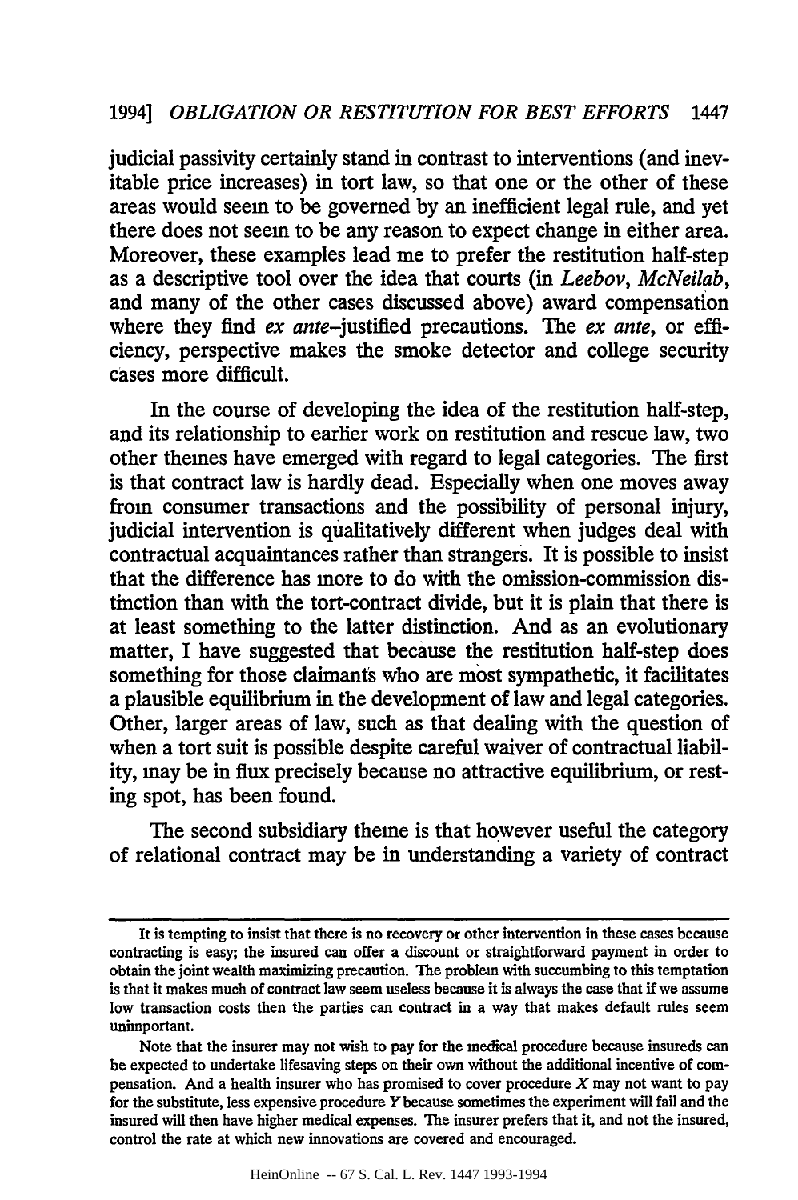judicial passivity certainly stand in contrast to interventions (and inevitable price increases) in tort law, so that one or the other of these areas would seem to be governed by an inefficient legal rule, and yet there does not seem to be any reason to expect change in either area. Moreover, these examples lead me to prefer the restitution half-step as a descriptive tool over the idea that courts (in *Leebov*, *McNeilab*, and many of the other cases discussed above) award compensation where they find *ex ante*-justified precautions. The *ex ante*, or efficiency, perspective makes the smoke detector and college security cases more difficult.

In the course of developing the idea of the restitution half-step, and its relationship to earlier work on restitution and rescue law, two other themes have emerged with regard to legal categories. The first is that contract law is hardly dead. Especially when one moves away from consumer transactions and the possibility of personal injury, judicial intervention is qualitatively different when judges deal with contractual acquaintances rather than strangers. It is possible to insist that the difference has more to do with the omission-commission distinction than with the tort-contract divide, but it is plain that there is at least something to the latter distinction. And as an evolutionary matter, I have suggested that because the restitution half-step does something for those claimants who are most sympathetic, it facilitates a plausible equilibrium in the development of law and legal categories. Other, larger areas of law, such as that dealing with the question of when a tort suit is possible despite careful waiver of contractual liability, may be in flux precisely because no attractive equilibrium, or resting spot, has been found.

The second subsidiary theme is that however useful the category of relational contract may be in understanding a variety of contract

---

It is tempting to insist that there is no recovery or other intervention in these cases because contracting is easy; the insured can offer a discount or straightforward payment in order to obtain the joint wealth maximizing precaution. The problem with succumbing to this temptation is that it makes much of contract law seem useless because it is always the case that if we assume low transaction costs then the parties can contract in a way that makes default rules seem unimportant.

Note that the insurer may not wish to pay for the medical procedure because insureds can be expected to undertake lifesaving steps on their own without the additional incentive of compensation. And a health insurer who has promised to cover procedure *X* may not want to pay for the substitute, less expensive procedure *Y* because sometimes the experiment will fail and the insured will then have higher medical expenses. The insurer prefers that it, and not the insured, control the rate at which new innovations are covered and encouraged.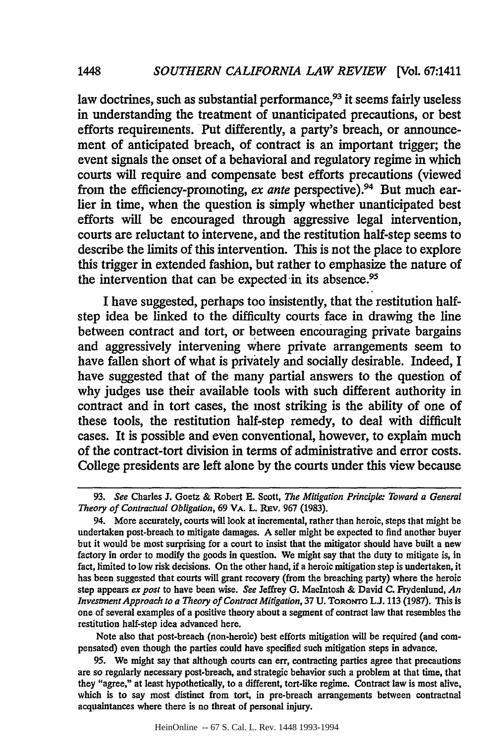law doctrines, such as substantial performance,[93] it seems fairly useless in understanding the treatment of unanticipated precautions, or best efforts requirements. Put differently, a party's breach, or announcement of anticipated breach, of contract is an important trigger; the event signals the onset of a behavioral and regulatory regime in which courts will require and compensate best efforts precautions (viewed from the efficiency-promoting, *ex ante* perspective).[94] But much earlier in time, when the question is simply whether unanticipated best efforts will be encouraged through aggressive legal intervention, courts are reluctant to intervene, and the restitution half-step seems to describe the limits of this intervention. This is not the place to explore this trigger in extended fashion, but rather to emphasize the nature of the intervention that can be expected in its absence.[95]

I have suggested, perhaps too insistently, that the restitution half-step idea be linked to the difficulty courts face in drawing the line between contract and tort, or between encouraging private bargains and aggressively intervening where private arrangements seem to have fallen short of what is privately and socially desirable. Indeed, I have suggested that of the many partial answers to the question of why judges use their available tools with such different authority in contract and in tort cases, the most striking is the ability of one of these tools, the restitution half-step remedy, to deal with difficult cases. It is possible and even conventional, however, to explain much of the contract-tort division in terms of administrative and error costs. College presidents are left alone by the courts under this view because

---

93. *See* Charles J. Goetz & Robert E. Scott, *The Mitigation Principle: Toward a General Theory of Contractual Obligation*, 69 VA. L. REV. 967 (1983).

94. More accurately, courts will look at incremental, rather than heroic, steps that might be undertaken post-breach to mitigate damages. A seller might be expected to find another buyer but it would be most surprising for a court to insist that the mitigator should have built a new factory in order to modify the goods in question. We might say that the duty to mitigate is, in fact, limited to low risk decisions. On the other hand, if a heroic mitigation step is undertaken, it has been suggested that courts will grant recovery (from the breaching party) where the heroic step appears *ex post* to have been wise. *See* Jeffrey G. MacIntosh & David C. Frydenlund, *An Investment Approach to a Theory of Contract Mitigation*, 37 U. TORONTO L.J. 113 (1987). This is one of several examples of a positive theory about a segment of contract law that resembles the restitution half-step idea advanced here.

Note also that post-breach (non-heroic) best efforts mitigation will be required (and compensated) even though the parties could have specified such mitigation steps in advance.

95. We might say that although courts can err, contracting parties agree that precautions are so regularly necessary post-breach, and strategic behavior such a problem at that time, that they "agree," at least hypothetically, to a different, tort-like regime. Contract law is most alive, which is to say most distinct from tort, in pre-breach arrangements between contractual acquaintances where there is no threat of personal injury.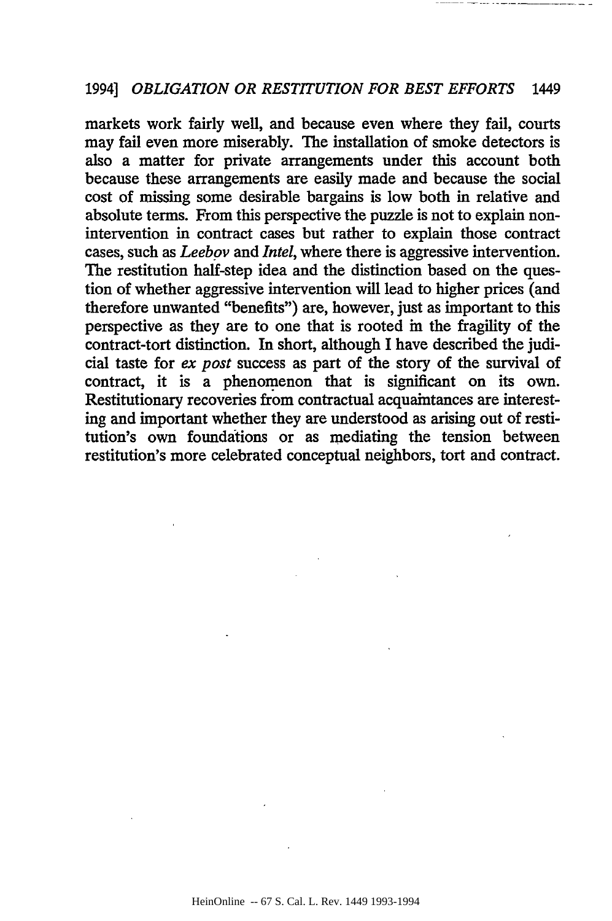markets work fairly well, and because even where they fail, courts may fail even more miserably. The installation of smoke detectors is also a matter for private arrangements under this account both because these arrangements are easily made and because the social cost of missing some desirable bargains is low both in relative and absolute terms. From this perspective the puzzle is not to explain non-intervention in contract cases but rather to explain those contract cases, such as *Leebov* and *Intel*, where there is aggressive intervention. The restitution half-step idea and the distinction based on the question of whether aggressive intervention will lead to higher prices (and therefore unwanted "benefits") are, however, just as important to this perspective as they are to one that is rooted in the fragility of the contract-tort distinction. In short, although I have described the judicial taste for *ex post* success as part of the story of the survival of contract, it is a phenomenon that is significant on its own. Restitutionary recoveries from contractual acquaintances are interesting and important whether they are understood as arising out of restitution's own foundations or as mediating the tension between restitution's more celebrated conceptual neighbors, tort and contract.